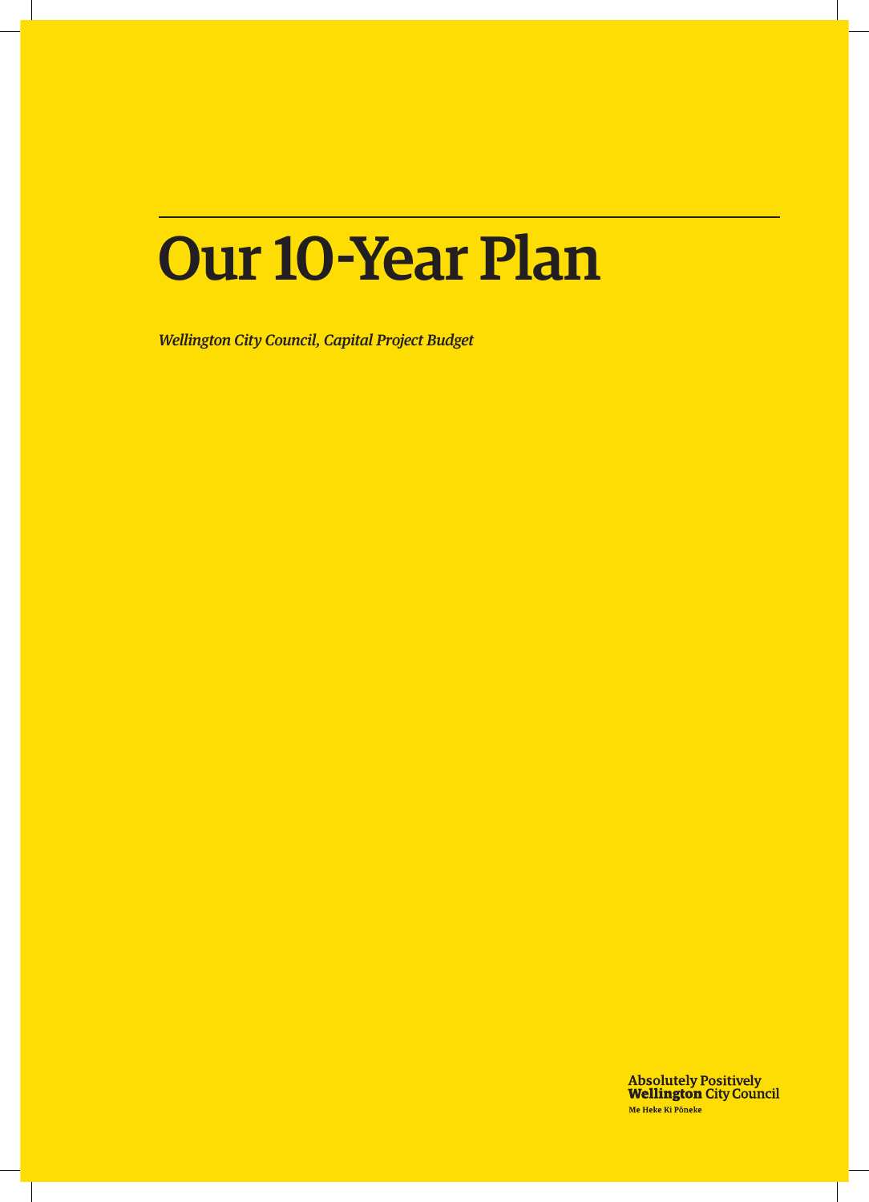# Our 10-Year Plan

*Wellington City Council, Capital Project Budget*

**Absolutely Positively**
**Wellington** City Council
Me Heke Ki Pōneke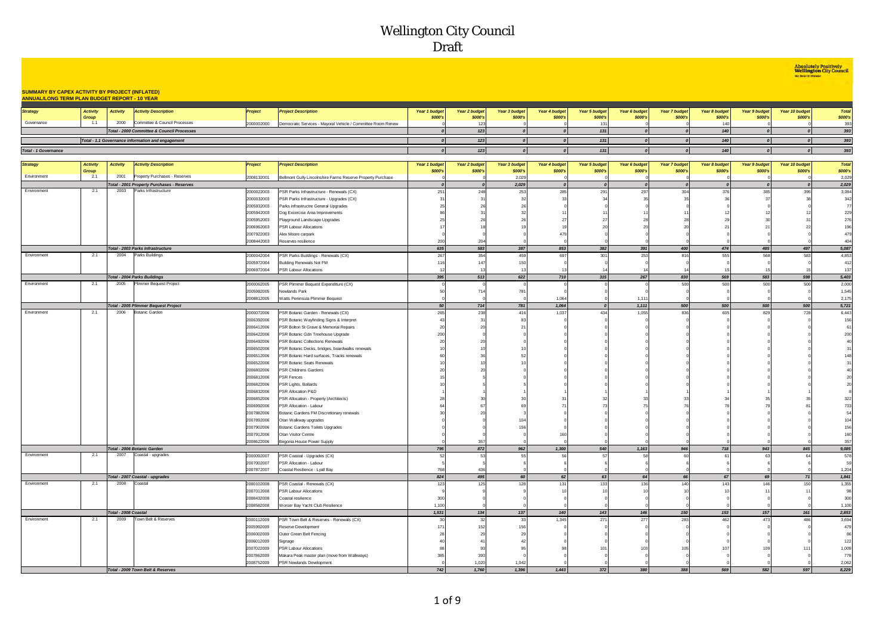# Wellington City Council

## Draft

Absolutely Positively **Wellington City Council**
Me Heke Ki Pōneke

**SUMMARY BY CAPEX ACTIVITY BY PROJECT (INFLATED)**
**ANNUAL/LONG TERM PLAN BUDGET REPORT - 10 YEAR**

| Strategy | Activity Group | Activity | Activity Description | Project | Project Description | Year 1 budget $000's | Year 2 budget $000's | Year 3 budget $000's | Year 4 budget $000's | Year 5 budget $000's | Year 6 budget $000's | Year 7 budget $000's | Year 8 budget $000's | Year 9 budget $000's | Year 10 budget $000's | Total $000's |
|---|---|---|---|---|---|---|---|---|---|---|---|---|---|---|---|---|
| Governance | 1.1 | 2000 | Committee & Council Processes | 2000002000 | Democratic Services - Mayoral Vehicle / Committee Room Renew | 0 | 123 | 0 | 0 | 131 | 0 | 0 | 140 | 0 | 0 | 393 |
| | | Total - 2000 Committee & Council Processes | | | | 0 | 123 | 0 | 0 | 131 | 0 | 0 | 140 | 0 | 0 | 393 |
| | | Total - 1.1 Governance information and engagement | | | | 0 | 123 | 0 | 0 | 131 | 0 | 0 | 140 | 0 | 0 | 393 |
| Total - 1 Governance | | | | | | 0 | 123 | 0 | 0 | 131 | 0 | 0 | 140 | 0 | 0 | 393 |

| Strategy | Activity Group | Activity | Activity Description | Project | Project Description | Year 1 budget $000's | Year 2 budget $000's | Year 3 budget $000's | Year 4 budget $000's | Year 5 budget $000's | Year 6 budget $000's | Year 7 budget $000's | Year 8 budget $000's | Year 9 budget $000's | Year 10 budget $000's | Total $000's |
|---|---|---|---|---|---|---|---|---|---|---|---|---|---|---|---|---|
| Environment | 2.1 | 2001 | Property Purchases - Reserves | 2008132001 | Bellmont Gully Lincolnshire Farms Reserve Property Purchase | 0 | 0 | 2,029 | 0 | 0 | 0 | 0 | 0 | 0 | 0 | 2,029 |
| | | Total - 2001 Property Purchases - Reserves | | | | 0 | 0 | 2,029 | 0 | 0 | 0 | 0 | 0 | 0 | 0 | 2,029 |
| Environment | 2.1 | 2003 | Parks Infrastructure | 2000022003 | PSR Parks Infrastructure - Renewals (CX) | 251 | 248 | 253 | 285 | 291 | 297 | 304 | 376 | 385 | 395 | 3,084 |
| | | | | 2000032003 | PSR Parks Infrastructure - Upgrades (CX) | 31 | 31 | 32 | 33 | 34 | 35 | 35 | 36 | 37 | 38 | 342 |
| | | | | 2005932003 | Parks infrastructre General Upgrades | 25 | 26 | 26 | 0 | 0 | 0 | 0 | 0 | 0 | 0 | 77 |
| | | | | 2005942003 | Dog Excercise Area Improvements | 86 | 31 | 32 | 11 | 11 | 11 | 11 | 12 | 12 | 12 | 229 |
| | | | | 2005952003 | Playground Landscape Upgrades | 25 | 26 | 26 | 27 | 27 | 28 | 28 | 29 | 30 | 31 | 276 |
| | | | | 2006962003 | PSR Labour Allocations | 17 | 18 | 19 | 19 | 20 | 20 | 20 | 21 | 21 | 22 | 196 |
| | | | | 2007922003 | Alex Moore carpark | 0 | 0 | 0 | 479 | 0 | 0 | 0 | 0 | 0 | 0 | 479 |
| | | | | 2008442003 | Reserves resilience | 200 | 204 | 0 | 0 | 0 | 0 | 0 | 0 | 0 | 0 | 404 |
| | | Total - 2003 Parks Infrastructure | | | | 635 | 583 | 387 | 853 | 382 | 391 | 400 | 474 | 485 | 497 | 5,087 |
| Environment | 2.1 | 2004 | Parks Buildings | 2000042004 | PSR Parks Buildings - Renewals (CX) | 267 | 354 | 459 | 697 | 301 | 253 | 816 | 555 | 568 | 583 | 4,853 |
| | | | | 2005972004 | Building Renewals Not FM | 116 | 147 | 150 | 0 | 0 | 0 | 0 | 0 | 0 | 0 | 412 |
| | | | | 2006972004 | PSR Labour Allocations | 12 | 13 | 13 | 13 | 14 | 14 | 14 | 15 | 15 | 15 | 137 |
| | | Total - 2004 Parks Buildings | | | | 395 | 513 | 622 | 710 | 315 | 267 | 830 | 569 | 583 | 598 | 5,403 |
| Environment | 2.1 | 2005 | Plimmer Bequest Project | 2000062005 | PSR Plimmer Bequest Expenditure (CX) | 0 | 0 | 0 | 0 | 0 | 0 | 500 | 500 | 500 | 500 | 2,000 |
| | | | | 2005982005 | Newlands Park | 50 | 714 | 781 | 0 | 0 | 0 | 0 | 0 | 0 | 0 | 1,545 |
| | | | | 2008812005 | Watts Peninsula Plimmer Bequest | 0 | 0 | 0 | 1,064 | 0 | 1,111 | 0 | 0 | 0 | 0 | 2,175 |
| | | Total - 2005 Plimmer Bequest Project | | | | 50 | 714 | 781 | 1,064 | 0 | 1,111 | 500 | 500 | 500 | 500 | 5,721 |
| Environment | 2.1 | 2006 | Botanic Garden | 2000072006 | PSR Botanic Garden - Renewals (CX) | 265 | 238 | 416 | 1,037 | 434 | 1,055 | 836 | 605 | 829 | 728 | 6,443 |
| | | | | 2006392006 | PSR Botanic Wayfinding Signs & Interpret | 43 | 31 | 83 | 0 | 0 | 0 | 0 | 0 | 0 | 0 | 156 |
| | | | | 2006412006 | PSR Bolton St Grave & Memorial Repairs | 20 | 20 | 21 | 0 | 0 | 0 | 0 | 0 | 0 | 0 | 61 |
| | | | | 2006422006 | PSR Botanic Gdn Treehouse Upgrade | 200 | 0 | 0 | 0 | 0 | 0 | 0 | 0 | 0 | 0 | 200 |
| | | | | 2006492006 | PSR Botanic Collections Renewals | 20 | 20 | 0 | 0 | 0 | 0 | 0 | 0 | 0 | 0 | 40 |
| | | | | 2006502006 | PSR Botanic Decks, bridges, boardwalks renewals | 10 | 10 | 10 | 0 | 0 | 0 | 0 | 0 | 0 | 0 | 31 |
| | | | | 2006512006 | PSR Botanic Hard surfaces, Tracks renewals | 60 | 36 | 52 | 0 | 0 | 0 | 0 | 0 | 0 | 0 | 148 |
| | | | | 2006522006 | PSR Botanic Seats Renewals | 10 | 10 | 10 | 0 | 0 | 0 | 0 | 0 | 0 | 0 | 31 |
| | | | | 2006802006 | PSR Childrens Gardens | 20 | 20 | 0 | 0 | 0 | 0 | 0 | 0 | 0 | 0 | 40 |
| | | | | 2006812006 | PSR Fences | 15 | 5 | 0 | 0 | 0 | 0 | 0 | 0 | 0 | 0 | 20 |
| | | | | 2006822006 | PSR Lights, Bollards | 10 | 5 | 5 | 0 | 0 | 0 | 0 | 0 | 0 | 0 | 20 |
| | | | | 2006832006 | PSR Allocation P&D | 1 | 1 | 1 | 1 | 1 | 1 | 1 | 1 | 1 | 1 | 8 |
| | | | | 2006852006 | PSR Allocation - Property (Architects) | 28 | 30 | 30 | 31 | 32 | 33 | 33 | 34 | 35 | 35 | 322 |
| | | | | 2006992006 | PSR Allocation - Labour | 64 | 67 | 69 | 71 | 73 | 75 | 76 | 78 | 79 | 81 | 733 |
| | | | | 2007882006 | Botanic Gardens FM Discretionary renewals | 30 | 20 | 3 | 0 | 0 | 0 | 0 | 0 | 0 | 0 | 54 |
| | | | | 2007892006 | Otari Walkway upgrades | 0 | 0 | 104 | 0 | 0 | 0 | 0 | 0 | 0 | 0 | 104 |
| | | | | 2007902006 | Botanic Gardens Toilets Upgrades | 0 | 0 | 156 | 0 | 0 | 0 | 0 | 0 | 0 | 0 | 156 |
| | | | | 2007912006 | Otari Visitor Centre | 0 | 0 | 0 | 160 | 0 | 0 | 0 | 0 | 0 | 0 | 160 |
| | | | | 2008622006 | Begonia House Power Supply | 0 | 357 | 0 | 0 | 0 | 0 | 0 | 0 | 0 | 0 | 357 |
| | | Total - 2006 Botanic Garden | | | | 795 | 872 | 962 | 1,300 | 540 | 1,163 | 946 | 718 | 943 | 845 | 9,085 |
| Environment | 2.1 | 2007 | Coastal - upgrades | 2000092007 | PSR Coastal - Upgrades (CX) | 52 | 53 | 55 | 56 | 57 | 58 | 60 | 61 | 63 | 64 | 578 |
| | | | | 2007002007 | PSR Allocation - Labour | 5 | 5 | 6 | 6 | 6 | 6 | 6 | 6 | 6 | 6 | 59 |
| | | | | 2007872007 | Coastal Resilience - Lyall Bay | 768 | 436 | 0 | 0 | 0 | 0 | 0 | 0 | 0 | 0 | 1,204 |
| | | Total - 2007 Coastal - upgrades | | | | 824 | 495 | 60 | 62 | 63 | 64 | 66 | 67 | 69 | 71 | 1,841 |
| Environment | 2.1 | 2008 | Coastal | 2000102008 | PSR Coastal - Renewals (CX) | 123 | 125 | 128 | 131 | 133 | 136 | 140 | 143 | 146 | 150 | 1,355 |
| | | | | 2007012008 | PSR Labour Allocations | 9 | 9 | 9 | 10 | 10 | 10 | 10 | 10 | 11 | 11 | 98 |
| | | | | 2008432008 | Coastal resilience | 300 | 0 | 0 | 0 | 0 | 0 | 0 | 0 | 0 | 0 | 300 |
| | | | | 2008582008 | Worser Bay Yacht Club Resilience | 1,100 | 0 | 0 | 0 | 0 | 0 | 0 | 0 | 0 | 0 | 1,100 |
| | | Total - 2008 Coastal | | | | 1,531 | 134 | 137 | 140 | 143 | 146 | 150 | 153 | 157 | 161 | 2,853 |
| Environment | 2.1 | 2009 | Town Belt & Reserves | 2000112009 | PSR Town Belt & Reserves - Renewals (CX) | 30 | 32 | 33 | 1,345 | 271 | 277 | 283 | 462 | 473 | 486 | 3,694 |
| | | | | 2005992009 | Reserve Development | 171 | 152 | 156 | 0 | 0 | 0 | 0 | 0 | 0 | 0 | 479 |
| | | | | 2006002009 | Outer Green Belt Fencing | 28 | 29 | 29 | 0 | 0 | 0 | 0 | 0 | 0 | 0 | 86 |
| | | | | 2006012009 | Signage | 40 | 41 | 42 | 0 | 0 | 0 | 0 | 0 | 0 | 0 | 122 |
| | | | | 2007022009 | PSR Labour Allocations | 88 | 93 | 95 | 98 | 101 | 103 | 105 | 107 | 109 | 111 | 1,009 |
| | | | | 2007862009 | Makara Peak master plan (move from Walkways) | 385 | 393 | 0 | 0 | 0 | 0 | 0 | 0 | 0 | 0 | 778 |
| | | | | 2008752009 | PSR Newlands Development | 0 | 1,020 | 1,042 | 0 | 0 | 0 | 0 | 0 | 0 | 0 | 2,062 |
| | | Total - 2009 Town Belt & Reserves | | | | 742 | 1,760 | 1,396 | 1,443 | 372 | 380 | 388 | 569 | 582 | 597 | 8,229 |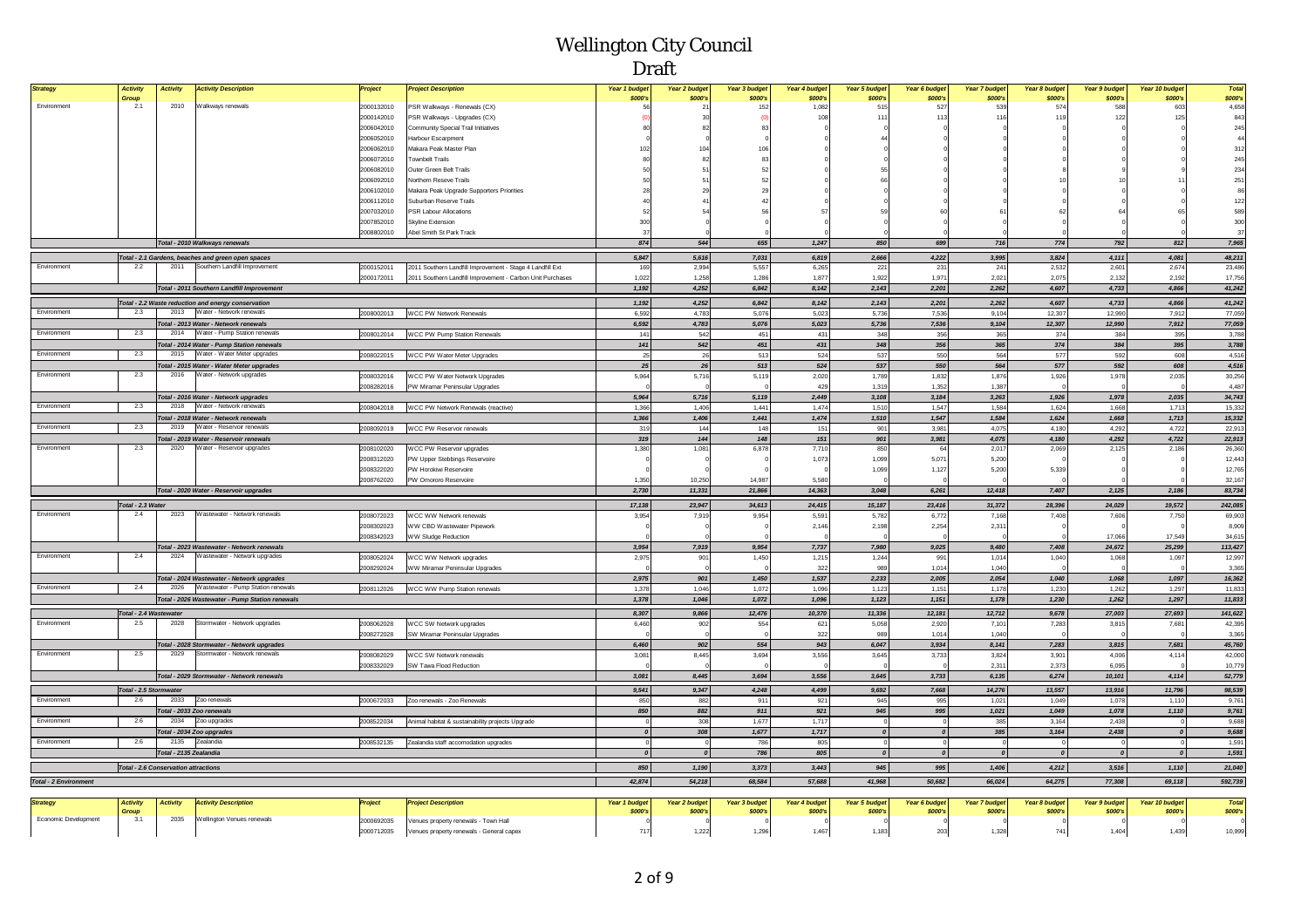# Wellington City Council

## Draft

| Strategy | Activity Group | Activity | Activity Description | Project | Project Description | Year 1 budget $000's | Year 2 budget $000's | Year 3 budget $000's | Year 4 budget $000's | Year 5 budget $000's | Year 6 budget $000's | Year 7 budget $000's | Year 8 budget $000's | Year 9 budget $000's | Year 10 budget $000's | Total $000's |
|---|---|---|---|---|---|---|---|---|---|---|---|---|---|---|---|---|
| Environment | 2.1 | 2010 | Walkways renewals | 2000132010 | PSR Walkways - Renewals (CX) | 56 | 21 | 152 | 1,082 | 515 | 527 | 539 | 574 | 588 | 603 | 4,658 |
| | | | | 2000142010 | PSR Walkways - Upgrades (CX) | (0) | 30 | (0) | 108 | 111 | 113 | 116 | 119 | 122 | 125 | 843 |
| | | | | 2006042010 | Community Special Trail Initiatives | 80 | 82 | 83 | 0 | 0 | 0 | 0 | 0 | 0 | 0 | 245 |
| | | | | 2006052010 | Harbour Escarpment | 0 | 0 | 0 | 0 | 44 | 0 | 0 | 0 | 0 | 0 | 44 |
| | | | | 2006062010 | Makara Peak Master Plan | 102 | 104 | 106 | 0 | 0 | 0 | 0 | 0 | 0 | 0 | 312 |
| | | | | 2006072010 | Townbelt Trails | 80 | 82 | 83 | 0 | 0 | 0 | 0 | 0 | 0 | 0 | 245 |
| | | | | 2006082010 | Outer Green Belt Trails | 50 | 51 | 52 | 0 | 55 | 0 | 0 | 8 | 9 | 9 | 234 |
| | | | | 2006092010 | Northern Reseve Trails | 50 | 51 | 52 | 0 | 66 | 0 | 0 | 10 | 10 | 11 | 251 |
| | | | | 2006102010 | Makara Peak Upgrade Supporters Priorities | 28 | 29 | 29 | 0 | 0 | 0 | 0 | 0 | 0 | 0 | 86 |
| | | | | 2006112010 | Suburban Reserve Trails | 40 | 41 | 42 | 0 | 0 | 0 | 0 | 0 | 0 | 0 | 122 |
| | | | | 2007032010 | PSR Labour Allocations | 52 | 54 | 56 | 57 | 59 | 60 | 61 | 62 | 64 | 65 | 589 |
| | | | | 2007852010 | Skyline Extension | 300 | 0 | 0 | 0 | 0 | 0 | 0 | 0 | 0 | 0 | 300 |
| | | | | 2008802010 | Abel Smith St Park Track | 37 | 0 | 0 | 0 | 0 | 0 | 0 | 0 | 0 | 0 | 37 |
| | | | *Total - 2010 Walkways renewals* | | | *874* | *544* | *655* | *1,247* | *850* | *699* | *716* | *774* | *792* | *812* | *7,965* |
| | *Total - 2.1 Gardens, beaches and green open spaces* | | | | | *5,847* | *5,616* | *7,031* | *6,819* | *2,666* | *4,222* | *3,995* | *3,824* | *4,111* | *4,081* | *48,211* |
| Environment | 2.2 | 2011 | Southern Landfill Improvement | 2000152011 | 2011 Southern Landfill Improvement - Stage 4 Landfill Ext | 169 | 2,994 | 5,557 | 6,265 | 221 | 231 | 241 | 2,532 | 2,601 | 2,674 | 23,486 |
| | | | | 2000172011 | 2011 Southern Landfill Improvement - Carbon Unit Purchases | 1,022 | 1,258 | 1,286 | 1,877 | 1,922 | 1,971 | 2,021 | 2,075 | 2,132 | 2,192 | 17,756 |
| | | | *Total - 2011 Southern Landfill Improvement* | | | *1,192* | *4,252* | *6,842* | *8,142* | *2,143* | *2,201* | *2,262* | *4,607* | *4,733* | *4,866* | *41,242* |
| | *Total - 2.2 Waste reduction and energy conservation* | | | | | *1,192* | *4,252* | *6,842* | *8,142* | *2,143* | *2,201* | *2,262* | *4,607* | *4,733* | *4,866* | *41,242* |
| Environment | 2.3 | 2013 | Water - Network renewals | 2008002013 | WCC PW Network Renewals | 6,592 | 4,783 | 5,076 | 5,023 | 5,736 | 7,536 | 9,104 | 12,307 | 12,990 | 7,912 | 77,059 |
| | | | *Total - 2013 Water - Network renewals* | | | *6,592* | *4,783* | *5,076* | *5,023* | *5,736* | *7,536* | *9,104* | *12,307* | *12,990* | *7,912* | *77,059* |
| Environment | 2.3 | 2014 | Water - Pump Station renewals | 2008012014 | WCC PW Pump Station Renewals | 141 | 542 | 451 | 431 | 348 | 356 | 365 | 374 | 384 | 395 | 3,788 |
| | | | *Total - 2014 Water - Pump Station renewals* | | | *141* | *542* | *451* | *431* | *348* | *356* | *365* | *374* | *384* | *395* | *3,788* |
| Environment | 2.3 | 2015 | Water - Water Meter upgrades | 2008022015 | WCC PW Water Meter Upgrades | 25 | 26 | 513 | 524 | 537 | 550 | 564 | 577 | 592 | 608 | 4,516 |
| | | | *Total - 2015 Water - Water Meter upgrades* | | | *25* | *26* | *513* | *524* | *537* | *550* | *564* | *577* | *592* | *608* | *4,516* |
| Environment | 2.3 | 2016 | Water - Network upgrades | 2008032016 | WCC PW Water Network Upgrades | 5,964 | 5,716 | 5,119 | 2,020 | 1,789 | 1,832 | 1,876 | 1,926 | 1,978 | 2,035 | 30,256 |
| | | | | 2008282016 | PW Miramar Peninsular Upgrades | 0 | 0 | 0 | 429 | 1,319 | 1,352 | 1,387 | 0 | 0 | 0 | 4,487 |
| | | | *Total - 2016 Water - Network upgrades* | | | *5,964* | *5,716* | *5,119* | *2,449* | *3,108* | *3,184* | *3,263* | *1,926* | *1,978* | *2,035* | *34,743* |
| Environment | 2.3 | 2018 | Water - Network renewals | 2008042018 | WCC PW Network Renewals (reactive) | 1,366 | 1,406 | 1,441 | 1,474 | 1,510 | 1,547 | 1,584 | 1,624 | 1,668 | 1,713 | 15,332 |
| | | | *Total - 2018 Water - Network renewals* | | | *1,366* | *1,406* | *1,441* | *1,474* | *1,510* | *1,547* | *1,584* | *1,624* | *1,668* | *1,713* | *15,332* |
| Environment | 2.3 | 2019 | Water - Reservoir renewals | 2008092019 | WCC PW Reservoir renewals | 319 | 144 | 148 | 151 | 901 | 3,981 | 4,075 | 4,180 | 4,292 | 4,722 | 22,913 |
| | | | *Total - 2019 Water - Reservoir renewals* | | | *319* | *144* | *148* | *151* | *901* | *3,981* | *4,075* | *4,180* | *4,292* | *4,722* | *22,913* |
| Environment | 2.3 | 2020 | Water - Reservoir upgrades | 2008102020 | WCC PW Reservoir upgrades | 1,380 | 1,081 | 6,878 | 7,710 | 850 | 64 | 2,017 | 2,069 | 2,125 | 2,186 | 26,360 |
| | | | | 2008312020 | PW Upper Stebbings Reservoire | 0 | 0 | 0 | 1,073 | 1,099 | 5,071 | 5,200 | 0 | 0 | 0 | 12,443 |
| | | | | 2008322020 | PW Horokiwi Reservoire | 0 | 0 | 0 | 0 | 1,099 | 1,127 | 5,200 | 5,339 | 0 | 0 | 12,765 |
| | | | | 2008762020 | PW Omororo Reservoire | 1,350 | 10,250 | 14,987 | 5,580 | 0 | 0 | 0 | 0 | 0 | 0 | 32,167 |
| | | | *Total - 2020 Water - Reservoir upgrades* | | | *2,730* | *11,331* | *21,866* | *14,363* | *3,048* | *6,261* | *12,418* | *7,407* | *2,125* | *2,186* | *83,734* |
| | *Total - 2.3 Water* | | | | | *17,138* | *23,947* | *34,613* | *24,415* | *15,187* | *23,416* | *31,372* | *28,396* | *24,029* | *19,572* | *242,085* |
| Environment | 2.4 | 2023 | Wastewater - Network renewals | 2008072023 | WCC WW Network renewals | 3,954 | 7,919 | 9,954 | 5,591 | 5,782 | 6,772 | 7,168 | 7,408 | 7,606 | 7,750 | 69,903 |
| | | | | 2008302023 | WW CBD Wastewater Pipework | 0 | 0 | 0 | 2,146 | 2,198 | 2,254 | 2,311 | 0 | 0 | 0 | 8,909 |
| | | | | 2008342023 | WW Sludge Reduction | 0 | 0 | 0 | 0 | 0 | 0 | 0 | 0 | 17,066 | 17,549 | 34,615 |
| | | | *Total - 2023 Wastewater - Network renewals* | | | *3,954* | *7,919* | *9,954* | *7,737* | *7,980* | *9,025* | *9,480* | *7,408* | *24,672* | *25,299* | *113,427* |
| Environment | 2.4 | 2024 | Wastewater - Network upgrades | 2008052024 | WCC WW Network upgrades | 2,975 | 901 | 1,450 | 1,215 | 1,244 | 991 | 1,014 | 1,040 | 1,068 | 1,097 | 12,997 |
| | | | | 2008292024 | WW Miramar Peninsular Upgrades | 0 | 0 | 0 | 322 | 989 | 1,014 | 1,040 | 0 | 0 | 0 | 3,365 |
| | | | *Total - 2024 Wastewater - Network upgrades* | | | *2,975* | *901* | *1,450* | *1,537* | *2,233* | *2,005* | *2,054* | *1,040* | *1,068* | *1,097* | *16,362* |
| Environment | 2.4 | 2026 | Wastewater - Pump Station renewals | 2008112026 | WCC WW Pump Station renewals | 1,378 | 1,046 | 1,072 | 1,096 | 1,123 | 1,151 | 1,178 | 1,230 | 1,262 | 1,297 | 11,833 |
| | | | *Total - 2026 Wastewater - Pump Station renewals* | | | *1,378* | *1,046* | *1,072* | *1,096* | *1,123* | *1,151* | *1,178* | *1,230* | *1,262* | *1,297* | *11,833* |
| | *Total - 2.4 Wastewater* | | | | | *8,307* | *9,866* | *12,476* | *10,370* | *11,336* | *12,181* | *12,712* | *9,678* | *27,003* | *27,693* | *141,622* |
| Environment | 2.5 | 2028 | Stormwater - Network upgrades | 2008062028 | WCC SW Network upgrades | 6,460 | 902 | 554 | 621 | 5,058 | 2,920 | 7,101 | 7,283 | 3,815 | 7,681 | 42,395 |
| | | | | 2008272028 | SW Miramar Peninsular Upgrades | 0 | 0 | 0 | 322 | 989 | 1,014 | 1,040 | 0 | 0 | 0 | 3,365 |
| | | | *Total - 2028 Stormwater - Network upgrades* | | | *6,460* | *902* | *554* | *943* | *6,047* | *3,934* | *8,141* | *7,283* | *3,815* | *7,681* | *45,760* |
| Environment | 2.5 | 2029 | Stormwater - Network renewals | 2008082029 | WCC SW Network renewals | 3,081 | 8,445 | 3,694 | 3,556 | 3,645 | 3,733 | 3,824 | 3,901 | 4,006 | 4,114 | 42,000 |
| | | | | 2008332029 | SW Tawa Flood Reduction | 0 | 0 | 0 | 0 | 0 | 0 | 2,311 | 2,373 | 6,095 | 0 | 10,779 |
| | | | *Total - 2029 Stormwater - Network renewals* | | | *3,081* | *8,445* | *3,694* | *3,556* | *3,645* | *3,733* | *6,135* | *6,274* | *10,101* | *4,114* | *52,779* |
| | *Total - 2.5 Stormwater* | | | | | *9,541* | *9,347* | *4,248* | *4,499* | *9,692* | *7,668* | *14,276* | *13,557* | *13,916* | *11,796* | *98,539* |
| Environment | 2.6 | 2033 | Zoo renewals | 2000672033 | Zoo renewals - Zoo Renewals | 850 | 882 | 911 | 921 | 945 | 995 | 1,021 | 1,049 | 1,078 | 1,110 | 9,761 |
| | | | *Total - 2033 Zoo renewals* | | | *850* | *882* | *911* | *921* | *945* | *995* | *1,021* | *1,049* | *1,078* | *1,110* | *9,761* |
| Environment | 2.6 | 2034 | Zoo upgrades | 2008522034 | Animal habitat & sustainability projects Upgrade | 0 | 308 | 1,677 | 1,717 | 0 | 0 | 385 | 3,164 | 2,438 | 0 | 9,688 |
| | | | *Total - 2034 Zoo upgrades* | | | *0* | *308* | *1,677* | *1,717* | *0* | *0* | *385* | *3,164* | *2,438* | *0* | *9,688* |
| Environment | 2.6 | 2135 | Zealandia | 2008532135 | Zealandia staff accomodation upgrades | 0 | 0 | 786 | 805 | 0 | 0 | 0 | 0 | 0 | 0 | 1,591 |
| | | | *Total - 2135 Zealandia* | | | *0* | *0* | *786* | *805* | *0* | *0* | *0* | *0* | *0* | *0* | *1,591* |
| | *Total - 2.6 Conservation attractions* | | | | | *850* | *1,190* | *3,373* | *3,443* | *945* | *995* | *1,406* | *4,212* | *3,516* | *1,110* | *21,040* |
| *Total - 2 Environment* | | | | | | *42,874* | *54,218* | *68,584* | *57,688* | *41,968* | *50,682* | *66,024* | *64,275* | *77,308* | *69,118* | *592,739* |

| Strategy | Activity Group | Activity | Activity Description | Project | Project Description | Year 1 budget $000's | Year 2 budget $000's | Year 3 budget $000's | Year 4 budget $000's | Year 5 budget $000's | Year 6 budget $000's | Year 7 budget $000's | Year 8 budget $000's | Year 9 budget $000's | Year 10 budget $000's | Total $000's |
|---|---|---|---|---|---|---|---|---|---|---|---|---|---|---|---|---|
| Economic Development | 3.1 | 2035 | Wellington Venues renewals | 2000692035 | Venues property renewals - Town Hall | 0 | 0 | 0 | 0 | 0 | 0 | 0 | 0 | 0 | 0 | 0 |
| | | | | 2000712035 | Venues property renewals - General capex | 717 | 1,222 | 1,296 | 1,467 | 1,183 | 203 | 1,328 | 741 | 1,404 | 1,439 | 10,999 |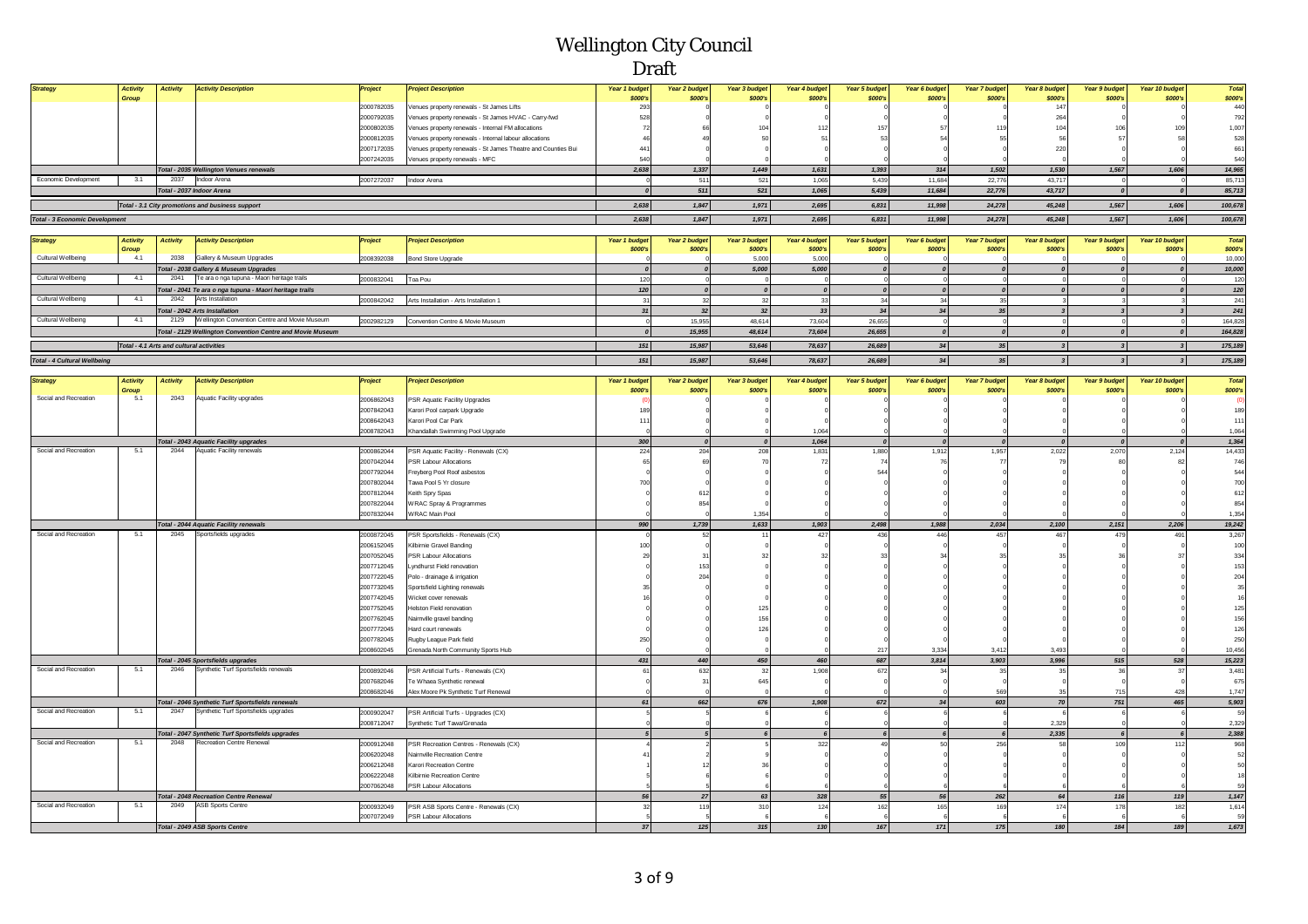# Wellington City Council

## Draft

| Strategy | Activity Group | Activity | Activity Description | Project | Project Description | Year 1 budget $000's | Year 2 budget $000's | Year 3 budget $000's | Year 4 budget $000's | Year 5 budget $000's | Year 6 budget $000's | Year 7 budget $000's | Year 8 budget $000's | Year 9 budget $000's | Year 10 budget $000's | Total $000's |
|---|---|---|---|---|---|---|---|---|---|---|---|---|---|---|---|---|
| | | | | 2000782035 | Venues property renewals - St James Lifts | 293 | 0 | 0 | 0 | 0 | 0 | 0 | 147 | 0 | 0 | 440 |
| | | | | 2000792035 | Venues property renewals - St James HVAC - Carry-fwd | 528 | 0 | 0 | 0 | 0 | 0 | 0 | 264 | 0 | 0 | 792 |
| | | | | 2000802035 | Venues property renewals - Internal FM allocations | 72 | 66 | 104 | 112 | 157 | 57 | 119 | 104 | 106 | 109 | 1,007 |
| | | | | 2000812035 | Venues property renewals - Internal labour allocations | 46 | 49 | 50 | 51 | 53 | 54 | 55 | 56 | 57 | 58 | 528 |
| | | | | 2007172035 | Venues property renewals - St James Theatre and Counties Bui | 441 | 0 | 0 | 0 | 0 | 0 | 0 | 220 | 0 | 0 | 661 |
| | | | | 2007242035 | Venues property renewals - MFC | 540 | 0 | 0 | 0 | 0 | 0 | 0 | 0 | 0 | 0 | 540 |
| | | | *Total - 2035 Wellington Venues renewals* | | | *2,638* | *1,337* | *1,449* | *1,631* | *1,393* | *314* | *1,502* | *1,530* | *1,567* | *1,606* | *14,965* |
| Economic Development | 3.1 | 2037 | Indoor Arena | 2007272037 | Indoor Arena | 0 | 511 | 521 | 1,065 | 5,439 | 11,684 | 22,776 | 43,717 | 0 | 0 | 85,713 |
| | | | *Total - 2037 Indoor Arena* | | | *0* | *511* | *521* | *1,065* | *5,439* | *11,684* | *22,776* | *43,717* | *0* | *0* | *85,713* |
| | | | *Total - 3.1 City promotions and business support* | | | *2,638* | *1,847* | *1,971* | *2,695* | *6,831* | *11,998* | *24,278* | *45,248* | *1,567* | *1,606* | *100,678* |
| ***Total - 3 Economic Development*** | | | | | | *2,638* | *1,847* | *1,971* | *2,695* | *6,831* | *11,998* | *24,278* | *45,248* | *1,567* | *1,606* | *100,678* |

| Strategy | Activity Group | Activity | Activity Description | Project | Project Description | Year 1 budget $000's | Year 2 budget $000's | Year 3 budget $000's | Year 4 budget $000's | Year 5 budget $000's | Year 6 budget $000's | Year 7 budget $000's | Year 8 budget $000's | Year 9 budget $000's | Year 10 budget $000's | Total $000's |
|---|---|---|---|---|---|---|---|---|---|---|---|---|---|---|---|---|
| Cultural Wellbeing | 4.1 | 2038 | Gallery & Museum Upgrades | 2008392038 | Bond Store Upgrade | 0 | 0 | 5,000 | 5,000 | 0 | 0 | 0 | 0 | 0 | 0 | 10,000 |
| | | | *Total - 2038 Gallery & Museum Upgrades* | | | *0* | *0* | *5,000* | *5,000* | *0* | *0* | *0* | *0* | *0* | *0* | *10,000* |
| Cultural Wellbeing | 4.1 | 2041 | Te ara o nga tupuna - Maori heritage trails | 2000832041 | Toa Pou | 120 | 0 | 0 | 0 | 0 | 0 | 0 | 0 | 0 | 0 | 120 |
| | | | *Total - 2041 Te ara o nga tupuna - Maori heritage trails* | | | *120* | *0* | *0* | *0* | *0* | *0* | *0* | *0* | *0* | *0* | *120* |
| Cultural Wellbeing | 4.1 | 2042 | Arts Installation | 2000842042 | Arts Installation - Arts Installation 1 | 31 | 32 | 32 | 33 | 34 | 34 | 35 | 3 | 3 | 3 | 241 |
| | | | *Total - 2042 Arts Installation* | | | *31* | *32* | *32* | *33* | *34* | *34* | *35* | *3* | *3* | *3* | *241* |
| Cultural Wellbeing | 4.1 | 2129 | Wellington Convention Centre and Movie Museum | 2002982129 | Convention Centre & Movie Museum | 0 | 15,955 | 48,614 | 73,604 | 26,655 | 0 | 0 | 0 | 0 | 0 | 164,828 |
| | | | *Total - 2129 Wellington Convention Centre and Movie Museum* | | | *0* | *15,955* | *48,614* | *73,604* | *26,655* | *0* | *0* | *0* | *0* | *0* | *164,828* |
| | | | *Total - 4.1 Arts and cultural activities* | | | *151* | *15,987* | *53,646* | *78,637* | *26,689* | *34* | *35* | *3* | *3* | *3* | *175,189* |
| ***Total - 4 Cultural Wellbeing*** | | | | | | *151* | *15,987* | *53,646* | *78,637* | *26,689* | *34* | *35* | *3* | *3* | *3* | *175,189* |

| Strategy | Activity Group | Activity | Activity Description | Project | Project Description | Year 1 budget $000's | Year 2 budget $000's | Year 3 budget $000's | Year 4 budget $000's | Year 5 budget $000's | Year 6 budget $000's | Year 7 budget $000's | Year 8 budget $000's | Year 9 budget $000's | Year 10 budget $000's | Total $000's |
|---|---|---|---|---|---|---|---|---|---|---|---|---|---|---|---|---|
| Social and Recreation | 5.1 | 2043 | Aquatic Facility upgrades | 2006862043 | PSR Aquatic Facility Upgrades | (0) | 0 | 0 | 0 | 0 | 0 | 0 | 0 | 0 | 0 | (0) |
| | | | | 2007842043 | Karori Pool carpark Upgrade | 189 | 0 | 0 | 0 | 0 | 0 | 0 | 0 | 0 | 0 | 189 |
| | | | | 2008642043 | Karori Pool Car Park | 111 | 0 | 0 | 0 | 0 | 0 | 0 | 0 | 0 | 0 | 111 |
| | | | | 2008782043 | Khandallah Swimming Pool Upgrade | 0 | 0 | 0 | 1,064 | 0 | 0 | 0 | 0 | 0 | 0 | 1,064 |
| | | | *Total - 2043 Aquatic Facility upgrades* | | | *300* | *0* | *0* | *1,064* | *0* | *0* | *0* | *0* | *0* | *0* | *1,364* |
| Social and Recreation | 5.1 | 2044 | Aquatic Facility renewals | 2000862044 | PSR Aquatic Facility - Renewals (CX) | 224 | 204 | 208 | 1,831 | 1,880 | 1,912 | 1,957 | 2,022 | 2,070 | 2,124 | 14,433 |
| | | | | 2007042044 | PSR Labour Allocations | 65 | 69 | 70 | 72 | 74 | 76 | 77 | 79 | 80 | 82 | 746 |
| | | | | 2007792044 | Freyberg Pool Roof asbestos | 0 | 0 | 0 | 0 | 544 | 0 | 0 | 0 | 0 | 0 | 544 |
| | | | | 2007802044 | Tawa Pool 5 Yr closure | 700 | 0 | 0 | 0 | 0 | 0 | 0 | 0 | 0 | 0 | 700 |
| | | | | 2007812044 | Keith Spry Spas | 0 | 612 | 0 | 0 | 0 | 0 | 0 | 0 | 0 | 0 | 612 |
| | | | | 2007822044 | WRAC Spray & Programmes | 0 | 854 | 0 | 0 | 0 | 0 | 0 | 0 | 0 | 0 | 854 |
| | | | | 2007832044 | WRAC Main Pool | 0 | 0 | 1,354 | 0 | 0 | 0 | 0 | 0 | 0 | 0 | 1,354 |
| | | | *Total - 2044 Aquatic Facility renewals* | | | *990* | *1,739* | *1,633* | *1,903* | *2,498* | *1,988* | *2,034* | *2,100* | *2,151* | *2,206* | *19,242* |
| Social and Recreation | 5.1 | 2045 | Sportsfields upgrades | 2000872045 | PSR Sportsfields - Renewals (CX) | 0 | 52 | 11 | 427 | 436 | 446 | 457 | 467 | 479 | 491 | 3,267 |
| | | | | 2006152045 | Kilbirnie Gravel Banding | 100 | 0 | 0 | 0 | 0 | 0 | 0 | 0 | 0 | 0 | 100 |
| | | | | 2007052045 | PSR Labour Allocations | 29 | 31 | 32 | 32 | 33 | 34 | 35 | 35 | 36 | 37 | 334 |
| | | | | 2007712045 | Lyndhurst Field renovation | 0 | 153 | 0 | 0 | 0 | 0 | 0 | 0 | 0 | 0 | 153 |
| | | | | 2007722045 | Polo - drainage & irrigation | 0 | 204 | 0 | 0 | 0 | 0 | 0 | 0 | 0 | 0 | 204 |
| | | | | 2007732045 | Sportsfield Lighting renewals | 35 | 0 | 0 | 0 | 0 | 0 | 0 | 0 | 0 | 0 | 35 |
| | | | | 2007742045 | Wicket cover renewals | 16 | 0 | 0 | 0 | 0 | 0 | 0 | 0 | 0 | 0 | 16 |
| | | | | 2007752045 | Helston Field renovation | 0 | 0 | 125 | 0 | 0 | 0 | 0 | 0 | 0 | 0 | 125 |
| | | | | 2007762045 | Nairnville gravel banding | 0 | 0 | 156 | 0 | 0 | 0 | 0 | 0 | 0 | 0 | 156 |
| | | | | 2007772045 | Hard court renewals | 0 | 0 | 126 | 0 | 0 | 0 | 0 | 0 | 0 | 0 | 126 |
| | | | | 2007782045 | Rugby League Park field | 250 | 0 | 0 | 0 | 0 | 0 | 0 | 0 | 0 | 0 | 250 |
| | | | | 2008602045 | Grenada North Community Sports Hub | 0 | 0 | 0 | 0 | 217 | 3,334 | 3,412 | 3,493 | 0 | 0 | 10,456 |
| | | | *Total - 2045 Sportsfields upgrades* | | | *431* | *440* | *450* | *460* | *687* | *3,814* | *3,903* | *3,996* | *515* | *528* | *15,223* |
| Social and Recreation | 5.1 | 2046 | Synthetic Turf Sportsfields renewals | 2000892046 | PSR Artificial Turfs - Renewals (CX) | 61 | 632 | 32 | 1,908 | 672 | 34 | 35 | 35 | 36 | 37 | 3,481 |
| | | | | 2007682046 | Te Whaea Synthetic renewal | 0 | 31 | 645 | 0 | 0 | 0 | 0 | 0 | 0 | 0 | 675 |
| | | | | 2008682046 | Alex Moore Pk Synthetic Turf Renewal | 0 | 0 | 0 | 0 | 0 | 0 | 569 | 35 | 715 | 428 | 1,747 |
| | | | *Total - 2046 Synthetic Turf Sportsfields renewals* | | | *61* | *662* | *676* | *1,908* | *672* | *34* | *603* | *70* | *751* | *465* | *5,903* |
| Social and Recreation | 5.1 | 2047 | Synthetic Turf Sportsfields upgrades | 2000902047 | PSR Artificial Turfs - Upgrades (CX) | 5 | 5 | 6 | 6 | 6 | 6 | 6 | 6 | 6 | 6 | 59 |
| | | | | 2008712047 | Synthetic Turf Tawa/Grenada | 0 | 0 | 0 | 0 | 0 | 0 | 0 | 2,329 | 0 | 0 | 2,329 |
| | | | *Total - 2047 Synthetic Turf Sportsfields upgrades* | | | *5* | *5* | *6* | *6* | *6* | *6* | *6* | *2,335* | *6* | *6* | *2,388* |
| Social and Recreation | 5.1 | 2048 | Recreation Centre Renewal | 2000912048 | PSR Recreation Centres - Renewals (CX) | 4 | 2 | 5 | 322 | 49 | 50 | 256 | 58 | 109 | 112 | 968 |
| | | | | 2006202048 | Nairnville Recreation Centre | 41 | 2 | 9 | 0 | 0 | 0 | 0 | 0 | 0 | 0 | 52 |
| | | | | 2006212048 | Karori Recreation Centre | 1 | 12 | 36 | 0 | 0 | 0 | 0 | 0 | 0 | 0 | 50 |
| | | | | 2006222048 | Kilbirnie Recreation Centre | 5 | 6 | 6 | 0 | 0 | 0 | 0 | 0 | 0 | 0 | 18 |
| | | | | 2007062048 | PSR Labour Allocations | 5 | 5 | 6 | 6 | 6 | 6 | 6 | 6 | 6 | 6 | 59 |
| | | | *Total - 2048 Recreation Centre Renewal* | | | *56* | *27* | *63* | *328* | *55* | *56* | *262* | *64* | *116* | *119* | *1,147* |
| Social and Recreation | 5.1 | 2049 | ASB Sports Centre | 2000932049 | PSR ASB Sports Centre - Renewals (CX) | 32 | 119 | 310 | 124 | 162 | 165 | 169 | 174 | 178 | 182 | 1,614 |
| | | | | 2007072049 | PSR Labour Allocations | 5 | 5 | 6 | 6 | 6 | 6 | 6 | 6 | 6 | 6 | 59 |
| | | | *Total - 2049 ASB Sports Centre* | | | *37* | *125* | *315* | *130* | *167* | *171* | *175* | *180* | *184* | *189* | *1,673* |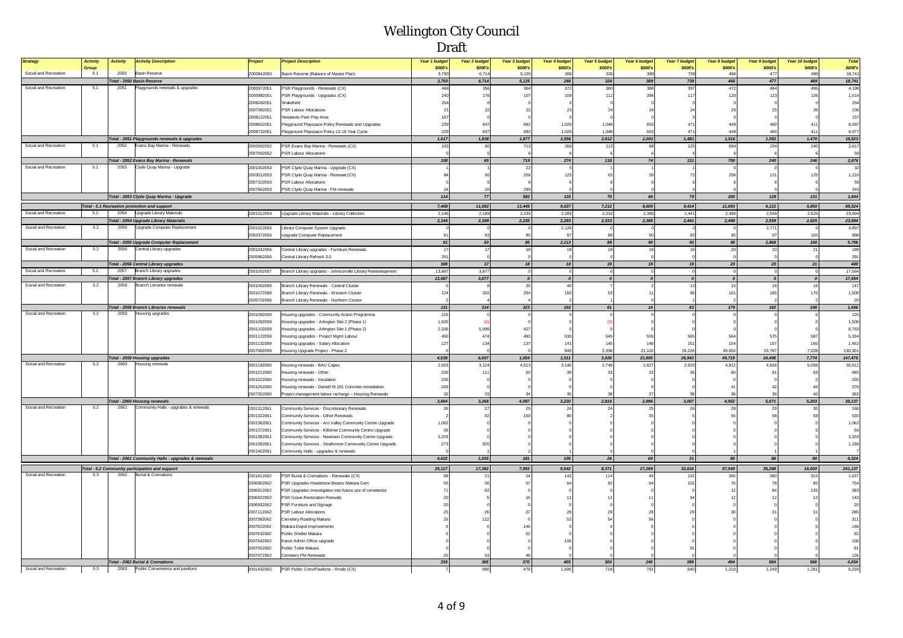# Wellington City Council

## Draft

| Strategy | Activity Group | Activity | Activity Description | Project | Project Description | Year 1 budget $000's | Year 2 budget $000's | Year 3 budget $000's | Year 4 budget $000's | Year 5 budget $000's | Year 6 budget $000's | Year 7 budget $000's | Year 8 budget $000's | Year 9 budget $000's | Year 10 budget $000's | Total $000's |
|---|---|---|---|---|---|---|---|---|---|---|---|---|---|---|---|---|
| Social and Recreation | 5.1 | 2050 | Basin Reserve | 2000942050 | Basin Reserve (Balance of Master Plan) | 3,750 | 6,714 | 5,125 | 266 | 326 | 389 | 739 | 466 | 477 | 489 | 18,741 |
| | | *Total - 2050 Basin Reserve* | | | | *3,750* | *6,714* | *5,125* | *266* | *326* | *389* | *739* | *466* | *477* | *489* | *18,741* |
| Social and Recreation | 5.1 | 2051 | Playgrounds renewals & upgrades | 2000972051 | PSR Playgrounds - Renewals (CX) | 488 | 356 | 364 | 372 | 380 | 388 | 397 | 472 | 484 | 496 | 4,198 |
| | | | | 2000982051 | PSR Playgrounds - Upgrades (CX) | 240 | 176 | 107 | 109 | 112 | 284 | 117 | 120 | 123 | 126 | 1,514 |
| | | | | 2006282051 | Wakefield | 254 | 0 | 0 | 0 | 0 | 0 | 0 | 0 | 0 | 0 | 254 |
| | | | | 2007082051 | PSR Labour Allocations | 21 | 22 | 22 | 23 | 24 | 24 | 24 | 25 | 25 | 26 | 236 |
| | | | | 2008122051 | Newlands Park Play Area | 157 | 0 | 0 | 0 | 0 | 0 | 0 | 0 | 0 | 0 | 157 |
| | | | | 2008652051 | Playground Playspace Policy Renewals and Upgrades | 229 | 647 | 692 | 1,026 | 1,048 | 653 | 471 | 449 | 460 | 411 | 6,087 |
| | | | | 2008732051 | Playground Playspace Policy 12-15 Year Cycle | 229 | 637 | 692 | 1,026 | 1,048 | 653 | 471 | 449 | 460 | 411 | 6,077 |
| | | *Total - 2051 Playgrounds renewals & upgrades* | | | | *1,617* | *1,838* | *1,877* | *2,556* | *2,612* | *2,003* | *1,481* | *1,516* | *1,552* | *1,470* | *18,523* |
| Social and Recreation | 5.1 | 2052 | Evans Bay Marina - Renewals | 2000992052 | PSR Evans Bay Marina - Renewals (CX) | 103 | 60 | 713 | 268 | 113 | 68 | 125 | 694 | 234 | 240 | 2,617 |
| | | | | 2007092052 | PSR Labour Allocations | 5 | 5 | 6 | 6 | 6 | 6 | 6 | 6 | 6 | 6 | 59 |
| | | *Total - 2052 Evans Bay Marina - Renewals* | | | | *108* | *65* | *719* | *274* | *118* | *74* | *131* | *700* | *240* | *246* | *2,676* |
| Social and Recreation | 5.1 | 2053 | Clyde Quay Marina - Upgrade | 2001002053 | PSR Clyde Quay Marina - Upgrade (CX) | 1 | 1 | 22 | 5 | 1 | 1 | 1 | 0 | 0 | 0 | 32 |
| | | | | 2003012053 | PSR Clyde Quay Marina - Renewal (CX) | 84 | 50 | 256 | 123 | 63 | 59 | 72 | 258 | 121 | 125 | 1,210 |
| | | | | 2007102053 | PSR Labour Allocations | 5 | 5 | 6 | 6 | 6 | 6 | 6 | 6 | 6 | 6 | 59 |
| | | | | 2007662053 | PSR Clyde Quay Marina - FM renewals | 24 | 20 | 299 | 0 | 0 | 0 | 0 | 0 | 0 | 0 | 343 |
| | | *Total - 2053 Clyde Quay Marina - Upgrade* | | | | *114* | *77* | *582* | *133* | *70* | *66* | *79* | *265* | *128* | *131* | *1,644* |
| | *Total - 5.1 Recreation promotion and support* | | | | | *7,469* | *11,692* | *11,445* | *9,027* | *7,212* | *8,600* | *9,414* | *11,693* | *6,121* | *5,850* | *88,524* |
| Social and Recreation | 5.2 | 2054 | Upgrade Library Materials | 2001012054 | Upgrade Library Materials - Library Collection | 2,146 | 2,189 | 2,235 | 2,283 | 2,333 | 2,385 | 2,441 | 2,499 | 2,559 | 2,625 | 23,694 |
| | | *Total - 2054 Upgrade Library Materials* | | | | *2,146* | *2,189* | *2,235* | *2,283* | *2,333* | *2,385* | *2,441* | *2,499* | *2,559* | *2,625* | *23,694* |
| Social and Recreation | 5.2 | 2055 | Upgrade Computer Replacement | 2001022055 | Library Computer System Upgrade | 0 | 0 | 0 | 2,126 | 0 | 0 | 0 | 0 | 2,771 | 0 | 4,897 |
| | | | | 2003372055 | Upgrade Computer Replacement | 81 | 83 | 85 | 87 | 88 | 90 | 93 | 95 | 97 | 100 | 898 |
| | | *Total - 2055 Upgrade Computer Replacement* | | | | *81* | *83* | *85* | *2,213* | *88* | *90* | *93* | *95* | *2,868* | *100* | *5,796* |
| Social and Recreation | 5.2 | 2056 | Central Library upgrades | 2001042056 | Central Library upgrades - Furniture Renewals | 17 | 17 | 18 | 18 | 19 | 19 | 19 | 20 | 20 | 21 | 189 |
| | | | | 2005862056 | Central Library Refresh 3.0 | 291 | 0 | 0 | 0 | 0 | 0 | 0 | 0 | 0 | 0 | 291 |
| | | *Total - 2056 Central Library upgrades* | | | | *308* | *17* | *18* | *18* | *19* | *19* | *19* | *20* | *20* | *21* | *480* |
| Social and Recreation | 5.2 | 2057 | Branch Library upgrades | 2001052057 | Branch Library upgrades - Johnsonville Library Redevelopment | 13,687 | 3,877 | 0 | 0 | 0 | 0 | 0 | 0 | 0 | 0 | 17,564 |
| | | *Total - 2057 Branch Library upgrades* | | | | *13,687* | *3,877* | *0* | *0* | *0* | *0* | *0* | *0* | *0* | *0* | *17,564* |
| Social and Recreation | 5.2 | 2058 | Branch Libraries renewals | 2001062058 | Branch Library Renewals - Central Cluster | 5 | 8 | 25 | 40 | 7 | 2 | 13 | 15 | 16 | 16 | 147 |
| | | | | 2001072058 | Branch Library Renewals - Western Cluster | 124 | 302 | 294 | 150 | 53 | 11 | 69 | 161 | 165 | 170 | 1,500 |
| | | | | 2005702058 | Branch Library Renewals - Northern Cluster | 2 | 4 | 4 | 2 | 1 | 0 | 1 | 2 | 2 | 2 | 20 |
| | | *Total - 2058 Branch Libraries renewals* | | | | *131* | *314* | *323* | *192* | *61* | *14* | *83* | *179* | *183* | *188* | *1,666* |
| Social and Recreation | 5.2 | 2059 | Housing upgrades | 2001082059 | Housing upgrades - Community Action Programme | 125 | 0 | 0 | 0 | 0 | 0 | 0 | 0 | 0 | 0 | 125 |
| | | | | 2001092059 | Housing upgrades - Arlington Site 2 (Phase 1) | 1,500 | (0) | 0 | 0 | (0) | 0 | 0 | 0 | 0 | 0 | 1,500 |
| | | | | 2001102059 | Housing upgrades - Arlington Site 1 (Phase 2) | 2,336 | 5,999 | 427 | 0 | 0 | 0 | 0 | 0 | 0 | 0 | 8,763 |
| | | | | 2001122059 | Housing upgrades - Project Mgmt Labour | 450 | 474 | 490 | 530 | 545 | 555 | 565 | 564 | 575 | 587 | 5,334 |
| | | | | 2001132059 | Housing upgrades - Salary Allocation | 127 | 134 | 137 | 141 | 145 | 148 | 151 | 154 | 157 | 160 | 1,452 |
| | | | | 2007982059 | Housing Upgrade Project - Phase 2 | 0 | 0 | 0 | 840 | 2,336 | 21,102 | 26,226 | 49,002 | 23,767 | 7,028 | 130,301 |
| | | *Total - 2059 Housing upgrades* | | | | *4,538* | *6,607* | *1,054* | *1,511* | *3,026* | *21,805* | *26,942* | *49,719* | *24,498* | *7,774* | *147,475* |
| Social and Recreation | 5.2 | 2060 | Housing renewals | 2001182060 | Housing renewals - BAU Capex | 2,923 | 3,124 | 4,013 | 3,146 | 2,749 | 2,827 | 2,933 | 4,812 | 4,928 | 5,056 | 36,512 |
| | | | | 2001212060 | Housing renewals - Other | 200 | 111 | 50 | 39 | 33 | 33 | 36 | 60 | 61 | 63 | 685 |
| | | | | 2001222060 | Housing renewals - Insulation | 200 | 0 | 0 | 0 | 0 | 0 | 0 | 0 | 0 | 0 | 200 |
| | | | | 2001252060 | Housing renewals - Daniell St 181 Concrete remediation | 249 | 0 | 0 | 0 | 0 | 0 | 0 | 41 | 42 | 44 | 376 |
| | | | | 2007352060 | Project management labour recharge – Housing Renewals | 32 | 33 | 34 | 35 | 36 | 37 | 38 | 38 | 39 | 40 | 363 |
| | | *Total - 2060 Housing renewals* | | | | *3,604* | *3,268* | *4,097* | *3,220* | *2,818* | *2,896* | *3,007* | *4,952* | *5,071* | *5,203* | *38,137* |
| Social and Recreation | 5.2 | 2061 | Community Halls - upgrades & renewals | 2001312061 | Community Services - Discretionary Renewals | 26 | 27 | 29 | 24 | 24 | 25 | 26 | 28 | 29 | 30 | 268 |
| | | | | 2001322061 | Community Services - Other Renewals | 2 | 82 | 150 | 80 | 2 | 35 | 5 | 56 | 58 | 59 | 530 |
| | | | | 2001362061 | Community Services - Aro Valley Community Centre Upgrade | 1,062 | 0 | 0 | 0 | 0 | 0 | 0 | 0 | 0 | 0 | 1,062 |
| | | | | 2001372061 | Community Services - Kilbirnie Community Centre Upgrade | 56 | 0 | 0 | 0 | 0 | 0 | 0 | 0 | 0 | 0 | 56 |
| | | | | 2001382061 | Community Services - Newtown Community Centre Upgrade | 3,203 | 0 | 0 | 0 | 0 | 0 | 0 | 0 | 0 | 0 | 3,203 |
| | | | | 2001392061 | Community Services - Strathmore Community Centre Upgrade | 273 | 925 | 0 | 0 | 0 | 0 | 0 | 0 | 0 | 0 | 1,198 |
| | | | | 2001402061 | Community Halls - upgrades & renewals | 0 | 1 | 2 | 1 | 0 | 0 | 0 | 1 | 1 | 1 | 7 |
| | | *Total - 2061 Community Halls - upgrades & renewals* | | | | *4,622* | *1,035* | *181* | *105* | *26* | *60* | *31* | *85* | *88* | *90* | *6,324* |
| | *Total - 5.2 Community participation and support* | | | | | *29,117* | *17,392* | *7,993* | *9,542* | *8,371* | *27,269* | *32,616* | *57,549* | *35,288* | *16,000* | *241,137* |
| Social and Recreation | 5.3 | 2062 | Burial & Cremations | 2001412062 | PSR Burial & Cremations - Renewals (CX) | 98 | 21 | 24 | 143 | 114 | 49 | 132 | 365 | 380 | 310 | 1,637 |
| | | | | 2006902062 | PSR Upgrades Headstone Beams Makara Cem | 55 | 56 | 57 | 64 | 92 | 94 | 102 | 76 | 78 | 80 | 754 |
| | | | | 2006912062 | PSR Upgrades Investigation into future use of cemeteries | 71 | 82 | 0 | 0 | 0 | 0 | 0 | 12 | 84 | 135 | 383 |
| | | | | 2006922062 | PSR Grave Restoration Renwals | 20 | 5 | 16 | 11 | 11 | 11 | 34 | 12 | 12 | 12 | 143 |
| | | | | 2006932062 | PSR Furniture and Signage | 20 | 0 | 0 | 0 | 0 | 0 | 0 | 0 | 0 | 0 | 20 |
| | | | | 2007112062 | PSR Labour Allocations | 25 | 26 | 27 | 28 | 28 | 29 | 29 | 30 | 31 | 31 | 285 |
| | | | | 2007382062 | Cemetery Roading Makara | 25 | 122 | 0 | 53 | 54 | 56 | 0 | 0 | 0 | 0 | 311 |
| | | | | 2007622062 | Makara Depot improvements | 0 | 0 | 146 | 0 | 0 | 0 | 0 | 0 | 0 | 0 | 146 |
| | | | | 2007632062 | Public Shelter Makara | 0 | 0 | 52 | 0 | 0 | 0 | 0 | 0 | 0 | 0 | 52 |
| | | | | 2007642062 | Karori Admin Office upgrade | 0 | 0 | 0 | 106 | 0 | 0 | 0 | 0 | 0 | 0 | 106 |
| | | | | 2007652062 | Public Toilet Makara | 0 | 0 | 0 | 0 | 0 | 0 | 91 | 0 | 0 | 0 | 91 |
| | | | | 2007672062 | Cemetery FM Renewals | 25 | 53 | 48 | 0 | 0 | 0 | 0 | 0 | 0 | 0 | 126 |
| | | *Total - 2062 Burial & Cremations* | | | | *339* | *365* | *370* | *405* | *300* | *240* | *389* | *494* | *584* | *568* | *4,054* |
| Social and Recreation | 5.3 | 2063 | Public Convenience and pavilions | 2001432063 | PSR Public Conv/Pavilions - Rnwls (CX) | 7 | 980 | 479 | 1,695 | 718 | 791 | 840 | 1,219 | 1,249 | 1,281 | 9,259 |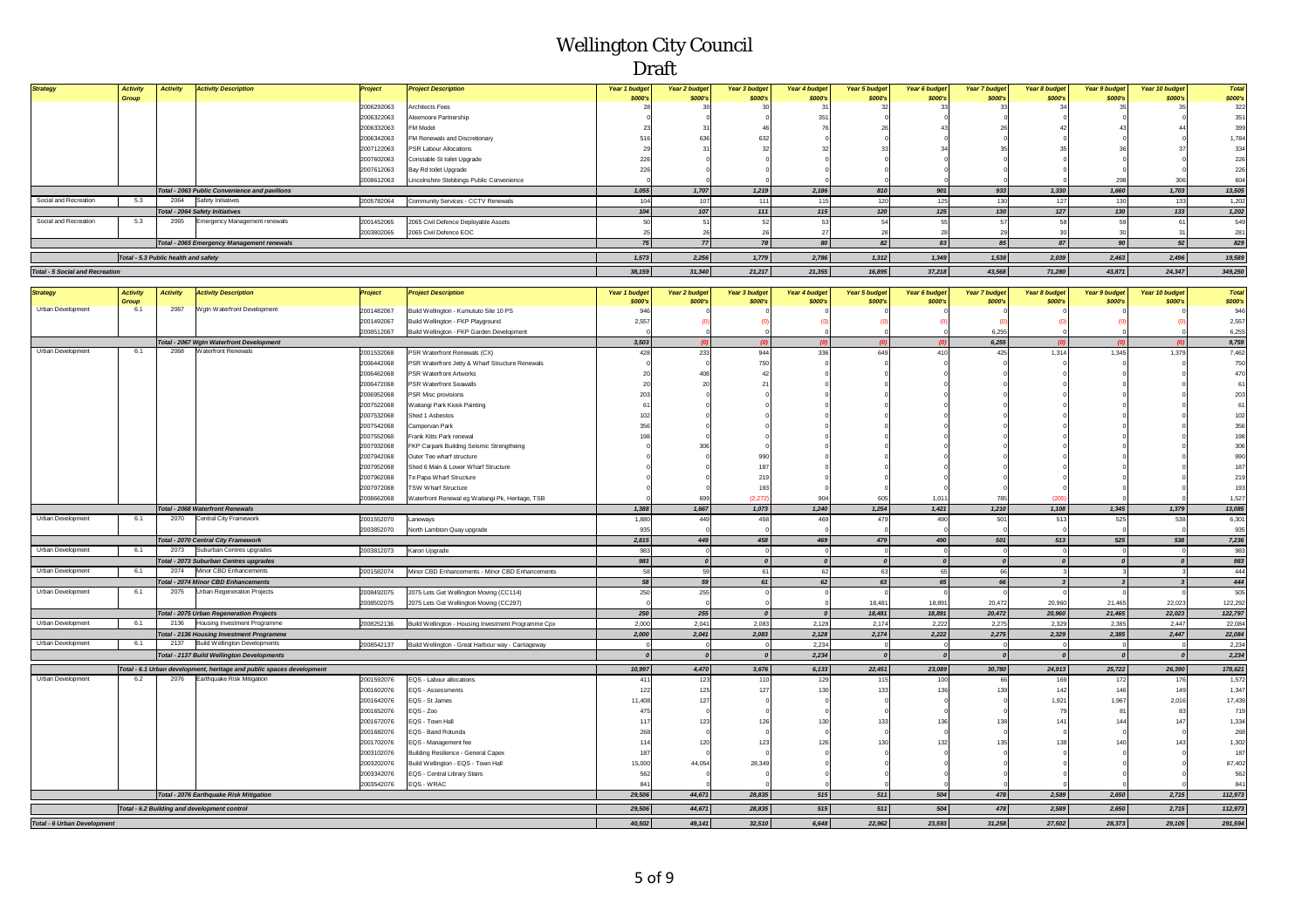# Wellington City Council

## Draft

| Strategy | Activity Group | Activity | Activity Description | Project | Project Description | Year 1 budget $000's | Year 2 budget $000's | Year 3 budget $000's | Year 4 budget $000's | Year 5 budget $000's | Year 6 budget $000's | Year 7 budget $000's | Year 8 budget $000's | Year 9 budget $000's | Year 10 budget $000's | Total $000's |
|---|---|---|---|---|---|---|---|---|---|---|---|---|---|---|---|---|
| | | | | 2006292063 | Architects Fees | 28 | 30 | 30 | 31 | 32 | 33 | 33 | 34 | 35 | 35 | 322 |
| | | | | 2006322063 | Alexmoore Partnership | 0 | 0 | 0 | 351 | 0 | 0 | 0 | 0 | 0 | 0 | 351 |
| | | | | 2006332063 | FM Model | 23 | 31 | 46 | 76 | 26 | 43 | 26 | 42 | 43 | 44 | 399 |
| | | | | 2006342063 | FM Renewals and Discretionary | 516 | 636 | 632 | 0 | 0 | 0 | 0 | 0 | 0 | 0 | 1,784 |
| | | | | 2007122063 | PSR Labour Allocations | 29 | 31 | 32 | 32 | 33 | 34 | 35 | 35 | 36 | 37 | 334 |
| | | | | 2007602063 | Constable St toilet Upgrade | 226 | 0 | 0 | 0 | 0 | 0 | 0 | 0 | 0 | 0 | 226 |
| | | | | 2007612063 | Bay Rd toilet Upgrade | 226 | 0 | 0 | 0 | 0 | 0 | 0 | 0 | 0 | 0 | 226 |
| | | | | 2008612063 | Lincolnshire Stebbings Public Convenience | 0 | 0 | 0 | 0 | 0 | 0 | 0 | 0 | 298 | 306 | 604 |
| | | | *Total - 2063 Public Convenience and pavilions* | | | *1,055* | *1,707* | *1,219* | *2,186* | *810* | *901* | *933* | *1,330* | *1,660* | *1,703* | *13,505* |
| Social and Recreation | 5.3 | 2064 | Safety Initiatives | 2005782064 | Community Services - CCTV Renewals | 104 | 107 | 111 | 115 | 120 | 125 | 130 | 127 | 130 | 133 | 1,202 |
| | | | *Total - 2064 Safety Initiatives* | | | *104* | *107* | *111* | *115* | *120* | *125* | *130* | *127* | *130* | *133* | *1,202* |
| Social and Recreation | 5.3 | 2065 | Emergency Management renewals | 2001452065 | 2065 Civil Defence Deployable Assets | 50 | 51 | 52 | 53 | 54 | 55 | 57 | 58 | 59 | 61 | 549 |
| | | | | 2003802065 | 2065 Civil Defence EOC | 25 | 26 | 26 | 27 | 28 | 28 | 29 | 30 | 30 | 31 | 281 |
| | | | *Total - 2065 Emergency Management renewals* | | | *75* | *77* | *78* | *80* | *82* | *83* | *85* | *87* | *90* | *92* | *829* |
| | *Total - 5.3 Public health and safety* | | | | | *1,573* | *2,256* | *1,779* | *2,786* | *1,312* | *1,349* | *1,538* | *2,039* | *2,463* | *2,496* | *19,589* |
| *Total - 5 Social and Recreation* | | | | | | *38,159* | *31,340* | *21,217* | *21,355* | *16,895* | *37,218* | *43,568* | *71,280* | *43,871* | *24,347* | *349,250* |

| Strategy | Activity Group | Activity | Activity Description | Project | Project Description | Year 1 budget $000's | Year 2 budget $000's | Year 3 budget $000's | Year 4 budget $000's | Year 5 budget $000's | Year 6 budget $000's | Year 7 budget $000's | Year 8 budget $000's | Year 9 budget $000's | Year 10 budget $000's | Total $000's |
|---|---|---|---|---|---|---|---|---|---|---|---|---|---|---|---|---|
| Urban Development | 6.1 | 2067 | Wgtn Waterfront Development | 2001482067 | Build Wellington - Kumutoto Site 10 PS | 946 | 0 | 0 | 0 | 0 | 0 | 0 | 0 | 0 | 0 | 946 |
| | | | | 2001492067 | Build Wellington - FKP Playground | 2,557 | (0) | (0) | (0) | (0) | (0) | (0) | (0) | (0) | (0) | 2,557 |
| | | | | 2008512067 | Build Wellington - FKP Garden Development | 0 | 0 | 0 | 0 | 0 | 0 | 6,255 | 0 | 0 | 0 | 6,255 |
| | | | *Total - 2067 Wgtn Waterfront Development* | | | *3,503* | *(0)* | *(0)* | *(0)* | *(0)* | *(0)* | *6,255* | *(0)* | *(0)* | *(0)* | *9,759* |
| Urban Development | 6.1 | 2068 | Waterfront Renewals | 2001532068 | PSR Waterfront Renewals (CX) | 428 | 233 | 944 | 336 | 649 | 410 | 425 | 1,314 | 1,345 | 1,379 | 7,462 |
| | | | | 2006442068 | PSR Waterfront Jetty & Wharf Structure Renewals | 0 | 0 | 750 | 0 | 0 | 0 | 0 | 0 | 0 | 0 | 750 |
| | | | | 2006462068 | PSR Waterfront Artworks | 20 | 408 | 42 | 0 | 0 | 0 | 0 | 0 | 0 | 0 | 470 |
| | | | | 2006472068 | PSR Waterfront Seawalls | 20 | 20 | 21 | 0 | 0 | 0 | 0 | 0 | 0 | 0 | 61 |
| | | | | 2006952068 | PSR Misc provisions | 203 | 0 | 0 | 0 | 0 | 0 | 0 | 0 | 0 | 0 | 203 |
| | | | | 2007522068 | Waitangi Park Kiosk Painting | 61 | 0 | 0 | 0 | 0 | 0 | 0 | 0 | 0 | 0 | 61 |
| | | | | 2007532068 | Shed 1 Asbestos | 102 | 0 | 0 | 0 | 0 | 0 | 0 | 0 | 0 | 0 | 102 |
| | | | | 2007542068 | Campervan Park | 356 | 0 | 0 | 0 | 0 | 0 | 0 | 0 | 0 | 0 | 356 |
| | | | | 2007552068 | Frank Kitts Park renewal | 198 | 0 | 0 | 0 | 0 | 0 | 0 | 0 | 0 | 0 | 198 |
| | | | | 2007932068 | FKP Carpark Building Seismic Strengtheing | 0 | 306 | 0 | 0 | 0 | 0 | 0 | 0 | 0 | 0 | 306 |
| | | | | 2007942068 | Outer Tee wharf structure | 0 | 0 | 990 | 0 | 0 | 0 | 0 | 0 | 0 | 0 | 990 |
| | | | | 2007952068 | Shed 6 Main & Lower Wharf Structure | 0 | 0 | 187 | 0 | 0 | 0 | 0 | 0 | 0 | 0 | 187 |
| | | | | 2007962068 | Te Papa Wharf Structure | 0 | 0 | 219 | 0 | 0 | 0 | 0 | 0 | 0 | 0 | 219 |
| | | | | 2007972068 | TSW Wharf Structure | 0 | 0 | 193 | 0 | 0 | 0 | 0 | 0 | 0 | 0 | 193 |
| | | | | 2008662068 | Waterfront Renewal eg Waitangi Pk, Heritage, TSB | 0 | 699 | (2,272) | 904 | 605 | 1,011 | 785 | (205) | 0 | 0 | 1,527 |
| | | | *Total - 2068 Waterfront Renewals* | | | *1,388* | *1,667* | *1,073* | *1,240* | *1,254* | *1,421* | *1,210* | *1,108* | *1,345* | *1,379* | *13,085* |
| Urban Development | 6.1 | 2070 | Central City Framework | 2001552070 | Laneways | 1,880 | 449 | 458 | 469 | 479 | 490 | 501 | 513 | 525 | 538 | 6,301 |
| | | | | 2003852070 | North Lambton Quay upgrade | 935 | 0 | 0 | 0 | 0 | 0 | 0 | 0 | 0 | 0 | 935 |
| | | | *Total - 2070 Central City Framework* | | | *2,815* | *449* | *458* | *469* | *479* | *490* | *501* | *513* | *525* | *538* | *7,236* |
| Urban Development | 6.1 | 2073 | Suburban Centres upgrades | 2003812073 | Karori Upgrade | 983 | 0 | 0 | 0 | 0 | 0 | 0 | 0 | 0 | 0 | 983 |
| | | | *Total - 2073 Suburban Centres upgrades* | | | *983* | *0* | *0* | *0* | *0* | *0* | *0* | *0* | *0* | *0* | *983* |
| Urban Development | 6.1 | 2074 | Minor CBD Enhancements | 2001582074 | Minor CBD Enhancements - Minor CBD Enhancements | 58 | 59 | 61 | 62 | 63 | 65 | 66 | 3 | 3 | 3 | 444 |
| | | | *Total - 2074 Minor CBD Enhancements* | | | *58* | *59* | *61* | *62* | *63* | *65* | *66* | *3* | *3* | *3* | *444* |
| Urban Development | 6.1 | 2075 | Urban Regeneration Projects | 2008492075 | 2075 Lets Get Wellington Moving (CC114) | 250 | 255 | 0 | 0 | 0 | 0 | 0 | 0 | 0 | 0 | 505 |
| | | | | 2008502075 | 2075 Lets Get Wellington Moving (CC297) | 0 | 0 | 0 | 0 | 18,481 | 18,891 | 20,472 | 20,960 | 21,465 | 22,023 | 122,292 |
| | | | *Total - 2075 Urban Regeneration Projects* | | | *250* | *255* | *0* | *0* | *18,481* | *18,891* | *20,472* | *20,960* | *21,465* | *22,023* | *122,797* |
| Urban Development | 6.1 | 2136 | Housing Investment Programme | 2008252136 | Build Wellington - Housing Investment Programme Cpx | 2,000 | 2,041 | 2,083 | 2,128 | 2,174 | 2,222 | 2,275 | 2,329 | 2,385 | 2,447 | 22,084 |
| | | | *Total - 2136 Housing Investment Programme* | | | *2,000* | *2,041* | *2,083* | *2,128* | *2,174* | *2,222* | *2,275* | *2,329* | *2,385* | *2,447* | *22,084* |
| Urban Development | 6.1 | 2137 | Build Wellington Developments | 2008542137 | Build Wellington - Great Harbour way - Carriageway | 0 | 0 | 0 | 2,234 | 0 | 0 | 0 | 0 | 0 | 0 | 2,234 |
| | | | *Total - 2137 Build Wellington Developments* | | | *0* | *0* | *0* | *2,234* | *0* | *0* | *0* | *0* | *0* | *0* | *2,234* |
| | *Total - 6.1 Urban development, heritage and public spaces development* | | | | | *10,997* | *4,470* | *3,676* | *6,133* | *22,451* | *23,089* | *30,780* | *24,913* | *25,722* | *26,390* | *178,621* |
| Urban Development | 6.2 | 2076 | Earthquake Risk Mitigation | 2001592076 | EQS - Labour allocations | 411 | 123 | 110 | 129 | 115 | 100 | 66 | 169 | 172 | 176 | 1,572 |
| | | | | 2001602076 | EQS - Assessments | 122 | 125 | 127 | 130 | 133 | 136 | 139 | 142 | 146 | 149 | 1,347 |
| | | | | 2001642076 | EQS - St James | 11,408 | 127 | 0 | 0 | 0 | 0 | 0 | 1,921 | 1,967 | 2,016 | 17,439 |
| | | | | 2001652076 | EQS - Zoo | 475 | 0 | 0 | 0 | 0 | 0 | 0 | 79 | 81 | 83 | 719 |
| | | | | 2001672076 | EQS - Town Hall | 117 | 123 | 126 | 130 | 133 | 136 | 138 | 141 | 144 | 147 | 1,334 |
| | | | | 2001682076 | EQS - Band Rotunda | 268 | 0 | 0 | 0 | 0 | 0 | 0 | 0 | 0 | 0 | 268 |
| | | | | 2001702076 | EQS - Management fee | 114 | 120 | 123 | 126 | 130 | 132 | 135 | 138 | 140 | 143 | 1,302 |
| | | | | 2003102076 | Building Resilience - General Capex | 187 | 0 | 0 | 0 | 0 | 0 | 0 | 0 | 0 | 0 | 187 |
| | | | | 2003202076 | Build Wellington - EQS - Town Hall | 15,000 | 44,054 | 28,349 | 0 | 0 | 0 | 0 | 0 | 0 | 0 | 87,402 |
| | | | | 2003342076 | EQS - Central Library Stairs | 562 | 0 | 0 | 0 | 0 | 0 | 0 | 0 | 0 | 0 | 562 |
| | | | | 2003542076 | EQS - WRAC | 841 | 0 | 0 | 0 | 0 | 0 | 0 | 0 | 0 | 0 | 841 |
| | | | *Total - 2076 Earthquake Risk Mitigation* | | | *29,506* | *44,671* | *28,835* | *515* | *511* | *504* | *478* | *2,589* | *2,650* | *2,715* | *112,973* |
| | *Total - 6.2 Building and development control* | | | | | *29,506* | *44,671* | *28,835* | *515* | *511* | *504* | *478* | *2,589* | *2,650* | *2,715* | *112,973* |
| *Total - 6 Urban Development* | | | | | | *40,502* | *49,141* | *32,510* | *6,648* | *22,962* | *23,593* | *31,258* | *27,502* | *28,373* | *29,105* | *291,594* |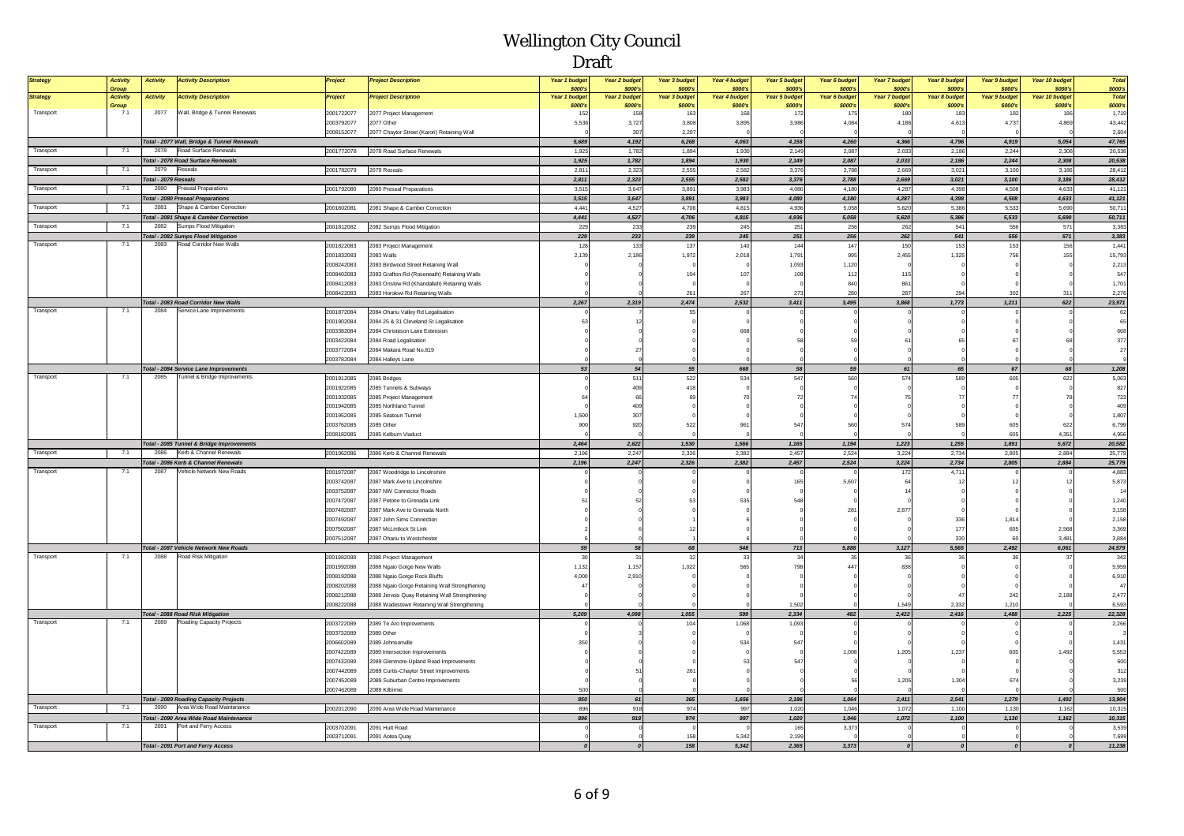# Wellington City Council

## Draft

| Strategy | Activity Group | Activity | Activity Description | Project | Project Description | Year 1 budget $000's | Year 2 budget $000's | Year 3 budget $000's | Year 4 budget $000's | Year 5 budget $000's | Year 6 budget $000's | Year 7 budget $000's | Year 8 budget $000's | Year 9 budget $000's | Year 10 budget $000's | Total $000's |
|---|---|---|---|---|---|---|---|---|---|---|---|---|---|---|---|---|
| Transport | 7.1 | 2077 | Wall, Bridge & Tunnel Renewals | 2001722077 | 2077 Project Management | 152 | 158 | 163 | 168 | 172 | 175 | 180 | 183 | 182 | 186 | 1,719 |
| | | | | 2003792077 | 2077 Other | 5,536 | 3,727 | 3,808 | 3,895 | 3,986 | 4,084 | 4,186 | 4,613 | 4,737 | 4,869 | 43,442 |
| | | | | 2008152077 | 2077 Chaytor Street (Karori) Retaining Wall | 0 | 307 | 2,297 | 0 | 0 | 0 | 0 | 0 | 0 | 0 | 2,604 |
| | | | ***Total - 2077 Wall, Bridge & Tunnel Renewals*** | | | ***5,689*** | ***4,192*** | ***6,268*** | ***4,063*** | ***4,158*** | ***4,260*** | ***4,366*** | ***4,796*** | ***4,919*** | ***5,054*** | ***47,765*** |
| Transport | 7.1 | 2078 | Road Surface Renewals | 2001772078 | 2078 Road Surface Renewals | 1,925 | 1,782 | 1,894 | 1,930 | 2,149 | 2,087 | 2,033 | 2,186 | 2,244 | 2,308 | 20,538 |
| | | | ***Total - 2078 Road Surface Renewals*** | | | ***1,925*** | ***1,782*** | ***1,894*** | ***1,930*** | ***2,149*** | ***2,087*** | ***2,033*** | ***2,186*** | ***2,244*** | ***2,308*** | ***20,538*** |
| Transport | 7.1 | 2079 | Reseals | 2001782079 | 2079 Reseals | 2,811 | 2,323 | 2,555 | 2,582 | 3,376 | 2,788 | 2,669 | 3,021 | 3,100 | 3,186 | 28,412 |
| | | | ***Total - 2079 Reseals*** | | | ***2,811*** | ***2,323*** | ***2,555*** | ***2,582*** | ***3,376*** | ***2,788*** | ***2,669*** | ***3,021*** | ***3,100*** | ***3,186*** | ***28,412*** |
| Transport | 7.1 | 2080 | Preseal Preparations | 2001792080 | 2080 Preseal Preparations | 3,515 | 3,647 | 3,891 | 3,983 | 4,080 | 4,180 | 4,287 | 4,398 | 4,508 | 4,633 | 41,121 |
| | | | ***Total - 2080 Preseal Preparations*** | | | ***3,515*** | ***3,647*** | ***3,891*** | ***3,983*** | ***4,080*** | ***4,180*** | ***4,287*** | ***4,398*** | ***4,508*** | ***4,633*** | ***41,121*** |
| Transport | 7.1 | 2081 | Shape & Camber Correction | 2001802081 | 2081 Shape & Camber Correction | 4,441 | 4,527 | 4,706 | 4,815 | 4,936 | 5,058 | 5,620 | 5,386 | 5,533 | 5,690 | 50,711 |
| | | | ***Total - 2081 Shape & Camber Correction*** | | | ***4,441*** | ***4,527*** | ***4,706*** | ***4,815*** | ***4,936*** | ***5,058*** | ***5,620*** | ***5,386*** | ***5,533*** | ***5,690*** | ***50,711*** |
| Transport | 7.1 | 2082 | Sumps Flood Mitigation | 2001812082 | 2082 Sumps Flood Mitigation | 229 | 233 | 239 | 245 | 251 | 256 | 262 | 541 | 556 | 571 | 3,383 |
| | | | ***Total - 2082 Sumps Flood Mitigation*** | | | ***229*** | ***233*** | ***239*** | ***245*** | ***251*** | ***256*** | ***262*** | ***541*** | ***556*** | ***571*** | ***3,383*** |
| Transport | 7.1 | 2083 | Road Corridor New Walls | 2001822083 | 2083 Project Management | 128 | 133 | 137 | 140 | 144 | 147 | 150 | 153 | 153 | 156 | 1,441 |
| | | | | 2001832083 | 2083 Walls | 2,139 | 2,186 | 1,972 | 2,018 | 1,791 | 995 | 2,455 | 1,325 | 756 | 155 | 15,793 |
| | | | | 2008242083 | 2083 Birdwood Street Retaining Wall | 0 | 0 | 0 | 0 | 1,093 | 1,120 | 0 | 0 | 0 | 0 | 2,213 |
| | | | | 2008402083 | 2083 Grafton Rd (Roseneath) Retaining Walls | 0 | 0 | 104 | 107 | 109 | 112 | 115 | 0 | 0 | 0 | 547 |
| | | | | 2008412083 | 2083 Onslow Rd (Khandallah) Retaining Walls | 0 | 0 | 0 | 0 | 0 | 840 | 861 | 0 | 0 | 0 | 1,701 |
| | | | | 2008422083 | 2083 Horokiwi Rd Retaining Walls | 0 | 0 | 261 | 267 | 273 | 280 | 287 | 294 | 302 | 311 | 2,276 |
| | | | ***Total - 2083 Road Corridor New Walls*** | | | ***2,267*** | ***2,319*** | ***2,474*** | ***2,532*** | ***3,411*** | ***3,495*** | ***3,868*** | ***1,773*** | ***1,211*** | ***622*** | ***23,971*** |
| Transport | 7.1 | 2084 | Service Lane Improvements | 2001872084 | 2084 Ohariu Valley Rd Legalisation | 0 | 7 | 55 | 0 | 0 | 0 | 0 | 0 | 0 | 0 | 62 |
| | | | | 2001902084 | 2084 25 & 31 Cleveland St Legalisation | 53 | 12 | 0 | 0 | 0 | 0 | 0 | 0 | 0 | 0 | 65 |
| | | | | 2003382084 | 2084 Christeson Lane Extension | 0 | 0 | 0 | 668 | 0 | 0 | 0 | 0 | 0 | 0 | 668 |
| | | | | 2003422084 | 2084 Road Legalisation | 0 | 0 | 0 | 0 | 58 | 59 | 61 | 65 | 67 | 68 | 377 |
| | | | | 2003772084 | 2084 Makara Road No.819 | 0 | 27 | 0 | 0 | 0 | 0 | 0 | 0 | 0 | 0 | 27 |
| | | | | 2003782084 | 2084 Halleys Lane | 0 | 9 | 0 | 0 | 0 | 0 | 0 | 0 | 0 | 0 | 9 |
| | | | ***Total - 2084 Service Lane Improvements*** | | | ***53*** | ***54*** | ***55*** | ***668*** | ***58*** | ***59*** | ***61*** | ***65*** | ***67*** | ***68*** | ***1,208*** |
| Transport | 7.1 | 2085 | Tunnel & Bridge Improvements | 2001912085 | 2085 Bridges | 0 | 511 | 522 | 534 | 547 | 560 | 574 | 589 | 605 | 622 | 5,063 |
| | | | | 2001922085 | 2085 Tunnels & Subways | 0 | 409 | 418 | 0 | 0 | 0 | 0 | 0 | 0 | 0 | 827 |
| | | | | 2001932085 | 2085 Project Management | 64 | 66 | 69 | 70 | 72 | 74 | 75 | 77 | 77 | 78 | 723 |
| | | | | 2001942085 | 2085 Northland Tunnel | 0 | 409 | 0 | 0 | 0 | 0 | 0 | 0 | 0 | 0 | 409 |
| | | | | 2001952085 | 2085 Seatoun Tunnel | 1,500 | 307 | 0 | 0 | 0 | 0 | 0 | 0 | 0 | 0 | 1,807 |
| | | | | 2003762085 | 2085 Other | 900 | 920 | 522 | 961 | 547 | 560 | 574 | 589 | 605 | 622 | 6,799 |
| | | | | 2008182085 | 2085 Kelburn Viaduct | 0 | 0 | 0 | 0 | 0 | 0 | 0 | 0 | 605 | 4,351 | 4,956 |
| | | | ***Total - 2085 Tunnel & Bridge Improvements*** | | | ***2,464*** | ***2,622*** | ***1,530*** | ***1,566*** | ***1,165*** | ***1,194*** | ***1,223*** | ***1,255*** | ***1,891*** | ***5,672*** | ***20,582*** |
| Transport | 7.1 | 2086 | Kerb & Channel Renewals | 2001962086 | 2086 Kerb & Channel Renewals | 2,196 | 2,247 | 2,326 | 2,382 | 2,457 | 2,524 | 3,224 | 2,734 | 2,805 | 2,884 | 25,779 |
| | | | ***Total - 2086 Kerb & Channel Renewals*** | | | ***2,196*** | ***2,247*** | ***2,326*** | ***2,382*** | ***2,457*** | ***2,524*** | ***3,224*** | ***2,734*** | ***2,805*** | ***2,884*** | ***25,779*** |
| Transport | 7.1 | 2087 | Vehicle Network New Roads | 2001972087 | 2087 Woodridge to Lincolnshire | 0 | 0 | 0 | 0 | 0 | 0 | 172 | 4,711 | 0 | 0 | 4,883 |
| | | | | 2003742087 | 2087 Mark Ave to Lincolnshire | 0 | 0 | 0 | 0 | 165 | 5,607 | 64 | 12 | 12 | 12 | 5,873 |
| | | | | 2003752087 | 2087 NW Connector Roads | 0 | 0 | 0 | 0 | 0 | 0 | 14 | 0 | 0 | 0 | 14 |
| | | | | 2007472087 | 2087 Petone to Grenada Link | 51 | 52 | 53 | 535 | 548 | 0 | 0 | 0 | 0 | 0 | 1,240 |
| | | | | 2007482087 | 2087 Mark Ave to Grenada North | 0 | 0 | 0 | 0 | 0 | 281 | 2,877 | 0 | 0 | 0 | 3,158 |
| | | | | 2007492087 | 2087 John Sims Connection | 0 | 0 | 1 | 6 | 0 | 0 | 0 | 336 | 1,814 | 0 | 2,158 |
| | | | | 2007502087 | 2087 McLintock St Link | 2 | 6 | 12 | 0 | 0 | 0 | 0 | 177 | 605 | 2,568 | 3,369 |
| | | | | 2007512087 | 2087 Ohariu to Westchester | 6 | 0 | 1 | 6 | 0 | 0 | 0 | 330 | 60 | 3,481 | 3,884 |
| | | | ***Total - 2087 Vehicle Network New Roads*** | | | ***59*** | ***58*** | ***68*** | ***548*** | ***713*** | ***5,888*** | ***3,127*** | ***5,565*** | ***2,492*** | ***6,061*** | ***24,579*** |
| Transport | 7.1 | 2088 | Road Risk Mitigation | 2001982088 | 2088 Project Management | 30 | 31 | 32 | 33 | 34 | 35 | 36 | 36 | 36 | 37 | 342 |
| | | | | 2001992088 | 2088 Ngaio Gorge New Walls | 1,132 | 1,157 | 1,022 | 565 | 798 | 447 | 838 | 0 | 0 | 0 | 5,959 |
| | | | | 2008192088 | 2088 Ngaio Gorge Rock Bluffs | 4,000 | 2,910 | 0 | 0 | 0 | 0 | 0 | 0 | 0 | 0 | 6,910 |
| | | | | 2008202088 | 2088 Ngaio Gorge Retaining Wall Strengthening | 47 | 0 | 0 | 0 | 0 | 0 | 0 | 0 | 0 | 0 | 47 |
| | | | | 2008212088 | 2088 Jervois Quay Retaining Wall Strengthening | 0 | 0 | 0 | 0 | 0 | 0 | 0 | 47 | 242 | 2,188 | 2,477 |
| | | | | 2008222088 | 2088 Wadestown Retaining Wall Strengthening | 0 | 0 | 0 | 0 | 1,502 | 0 | 1,549 | 2,332 | 1,210 | 0 | 6,593 |
| | | | ***Total - 2088 Road Risk Mitigation*** | | | ***5,209*** | ***4,098*** | ***1,055*** | ***599*** | ***2,334*** | ***482*** | ***2,422*** | ***2,416*** | ***1,488*** | ***2,225*** | ***22,328*** |
| Transport | 7.1 | 2089 | Roading Capacity Projects | 2003722089 | 2089 Te Aro Improvements | 0 | 0 | 104 | 1,068 | 1,093 | 0 | 0 | 0 | 0 | 0 | 2,266 |
| | | | | 2003732089 | 2089 Other | 0 | 3 | 0 | 0 | 0 | 0 | 0 | 0 | 0 | 0 | 3 |
| | | | | 2006602089 | 2089 Johnsonville | 350 | 0 | 0 | 534 | 547 | 0 | 0 | 0 | 0 | 0 | 1,431 |
| | | | | 2007422089 | 2089 Intersection Improvements | 0 | 6 | 0 | 0 | 0 | 1,008 | 1,205 | 1,237 | 605 | 1,492 | 5,553 |
| | | | | 2007432089 | 2089 Glenmore-Upland Road Improvements | 0 | 0 | 0 | 53 | 547 | 0 | 0 | 0 | 0 | 0 | 600 |
| | | | | 2007442089 | 2089 Curtis-Chaytor Street Improvements | 0 | 51 | 261 | 0 | 0 | 0 | 0 | 0 | 0 | 0 | 312 |
| | | | | 2007452089 | 2089 Suburban Centre Improvements | 0 | 0 | 0 | 0 | 0 | 56 | 1,205 | 1,304 | 674 | 0 | 3,239 |
| | | | | 2007462089 | 2089 Kilbirnie | 500 | 0 | 0 | 0 | 0 | 0 | 0 | 0 | 0 | 0 | 500 |
| | | | ***Total - 2089 Roading Capacity Projects*** | | | ***850*** | ***61*** | ***365*** | ***1,656*** | ***2,186*** | ***1,064*** | ***2,411*** | ***2,541*** | ***1,279*** | ***1,492*** | ***13,904*** |
| Transport | 7.1 | 2090 | Area Wide Road Maintenance | 2002012090 | 2090 Area Wide Road Maintenance | 896 | 918 | 974 | 997 | 1,020 | 1,046 | 1,072 | 1,100 | 1,130 | 1,162 | 10,315 |
| | | | ***Total - 2090 Area Wide Road Maintenance*** | | | ***896*** | ***918*** | ***974*** | ***997*** | ***1,020*** | ***1,046*** | ***1,072*** | ***1,100*** | ***1,130*** | ***1,162*** | ***10,315*** |
| Transport | 7.1 | 2091 | Port and Ferry Access | 2003702091 | 2091 Hutt Road | 0 | 0 | 0 | 0 | 165 | 3,373 | 0 | 0 | 0 | 0 | 3,539 |
| | | | | 2003712091 | 2091 Aotea Quay | 0 | 0 | 158 | 5,342 | 2,199 | 0 | 0 | 0 | 0 | 0 | 7,699 |
| | | | ***Total - 2091 Port and Ferry Access*** | | | ***0*** | ***0*** | ***158*** | ***5,342*** | ***2,365*** | ***3,373*** | ***0*** | ***0*** | ***0*** | ***0*** | ***11,238*** |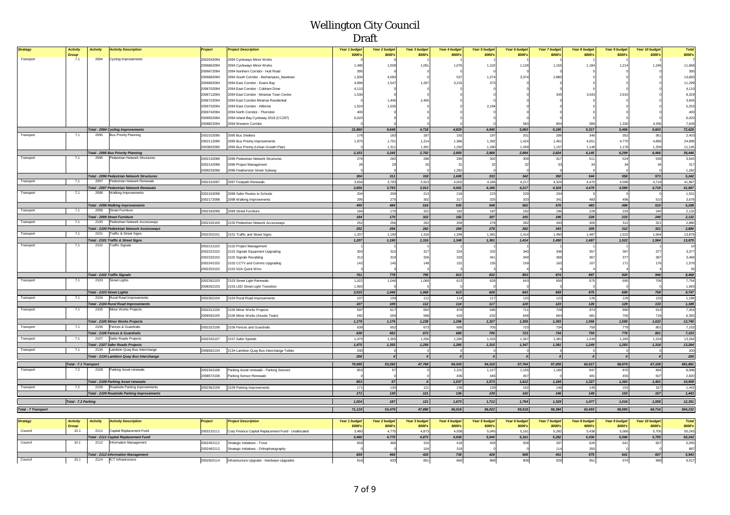# Wellington City Council

## Draft

| Strategy | Activity Group | Activity | Activity Description | Project | Project Description | Year 1 budget $000's | Year 2 budget $000's | Year 3 budget $000's | Year 4 budget $000's | Year 5 budget $000's | Year 6 budget $000's | Year 7 budget $000's | Year 8 budget $000's | Year 9 budget $000's | Year 10 budget $000's | Total $000's |
|---|---|---|---|---|---|---|---|---|---|---|---|---|---|---|---|---|
| Transport | 7.1 | 2094 | Cycling Improvements | 2002042094 | 2094 Cycleways Minor Works | 0 | 0 | 1 | 1 | 1 | 1 | 1 | 1 | 1 | 1 | 7 |
| | | | | 2006662094 | 2094 Cycleways Minor Works | 1,485 | 1,028 | 1,051 | 1,076 | 1,102 | 1,128 | 1,155 | 1,184 | 1,214 | 1,246 | 11,668 |
| | | | | 2006672094 | 2094 Northern Corridor - Hutt Road | 395 | 0 | 0 | 0 | 0 | 0 | 0 | 0 | 0 | 0 | 395 |
| | | | | 2006682094 | 2094 South Corridor - Berhampore_Newtown | 1,500 | 4,093 | 0 | 537 | 1,274 | 3,374 | 2,880 | 0 | 0 | 0 | 13,660 |
| | | | | 2006692094 | 2094 East Corridor - Evans Bay | 4,896 | 1,547 | 1,267 | 3,215 | 373 | 0 | 0 | 0 | 0 | 0 | 11,299 |
| | | | | 2006702094 | 2094 East Corridor - Cobham Drive | 4,110 | 0 | 0 | 0 | 0 | 0 | 0 | 0 | 0 | 0 | 4,110 |
| | | | | 2006712094 | 2094 East Corridor - Miramar Town Centre | 1,530 | 0 | 0 | 0 | 0 | 0 | 345 | 3,543 | 2,910 | 0 | 8,329 |
| | | | | 2006722094 | 2094 East Corridor Miramar Residential | 0 | 1,445 | 2,400 | 0 | 0 | 0 | 0 | 0 | 0 | 0 | 3,845 |
| | | | | 2006732094 | 2094 East Corridor - Kilbirnie | 1,524 | 1,535 | 0 | 0 | 2,194 | 0 | 0 | 0 | 0 | 0 | 5,253 |
| | | | | 2006742094 | 2094 North Corridor - Thorndon | 400 | 0 | 0 | 0 | 0 | 0 | 0 | 0 | 0 | 0 | 400 |
| | | | | 2008552094 | 2094 Island Bay Cycleway 2018 (CC297) | 6,020 | 0 | 0 | 0 | 0 | 0 | 0 | 0 | 0 | 0 | 6,020 |
| | | | | 2008822094 | 2094 Western Corridor | 0 | 0 | 0 | 0 | 0 | 560 | 804 | 589 | 1,330 | 4,356 | 7,639 |
| | | | *Total - 2094 Cycling Improvements* | | | *21,860* | *9,648* | *4,718* | *4,829* | *4,945* | *5,063* | *5,185* | *5,317* | *5,456* | *5,603* | *72,625* |
| Transport | 7.1 | 2095 | Bus Priority Planning | 2002102095 | 2095 Bus Shelters | 178 | 183 | 187 | 192 | 197 | 201 | 206 | 346 | 352 | 361 | 2,403 |
| | | | | 2002112095 | 2095 Bus Priority Improvements | 1,975 | 1,751 | 1,214 | 1,366 | 1,392 | 1,424 | 1,461 | 4,651 | 4,770 | 4,896 | 24,899 |
| | | | | 2003832095 | 2095 Bus Priority (Urban Growth Plan) | 0 | 1,311 | 1,301 | 1,292 | 1,280 | 1,269 | 1,157 | 1,148 | 1,178 | 1,209 | 11,145 |
| | | | *Total - 2095 Bus Priority Planning* | | | *2,153* | *3,245* | *2,702* | *2,850* | *2,868* | *2,894* | *2,824* | *6,145* | *6,299* | *6,466* | *38,446* |
| Transport | 7.1 | 2096 | Pedestrian Network Structures | 2002132096 | 2096 Pedestrian Network Structures | 276 | 282 | 288 | 295 | 302 | 309 | 317 | 511 | 524 | 539 | 3,643 |
| | | | | 2002142096 | 2096 Project Management | 28 | 29 | 30 | 31 | 32 | 32 | 33 | 34 | 34 | 34 | 317 |
| | | | | 2008232096 | 2096 Featherston Street Subway | 0 | 0 | 0 | 1,282 | 0 | 0 | 0 | 0 | 0 | 0 | 1,282 |
| | | | *Total - 2096 Pedestrian Network Structures* | | | *304* | *311* | *318* | *1,608* | *333* | *342* | *350* | *544* | *558* | *573* | *5,242* |
| Transport | 7.1 | 2097 | Pedestrian Network Renewals | 2002152097 | 2097 Footpath Renewals | 3,656 | 3,793 | 3,913 | 4,002 | 4,186 | 4,217 | 4,324 | 4,470 | 4,589 | 4,718 | 41,867 |
| | | | *Total - 2097 Pedestrian Network Renewals* | | | *3,656* | *3,793* | *3,913* | *4,002* | *4,186* | *4,217* | *4,324* | *4,470* | *4,589* | *4,718* | *41,867* |
| Transport | 7.1 | 2098 | Walking Improvements | 2002162098 | 2098 Safer Routes to Schools | 204 | 209 | 213 | 218 | 223 | 229 | 234 | 0 | 0 | 0 | 1,531 |
| | | | | 2002172098 | 2098 Walking Improvements | 295 | 275 | 302 | 317 | 325 | 333 | 341 | 483 | 496 | 510 | 3,678 |
| | | | *Total - 2098 Walking Improvements* | | | *499* | *484* | *516* | *535* | *548* | *562* | *576* | *483* | *496* | *510* | *5,208* |
| Transport | 7.1 | 2099 | Street Furniture | 2002182099 | 2099 Street Furniture | 184 | 170 | 322 | 182 | 187 | 192 | 196 | 228 | 233 | 240 | 2,132 |
| | | | *Total - 2099 Street Furniture* | | | *184* | *170* | *322* | *182* | *187* | *192* | *196* | *228* | *233* | *240* | *2,132* |
| Transport | 7.1 | 2100 | Pedestrian Network Accessways | 2002192100 | 2100 Pedestrian Network Accessways | 252 | 256 | 262 | 269 | 278 | 282 | 343 | 305 | 312 | 321 | 2,880 |
| | | | *Total - 2100 Pedestrian Network Accessways* | | | *252* | *256* | *262* | *269* | *278* | *282* | *343* | *305* | *312* | *321* | *2,880* |
| Transport | 7.1 | 2101 | Traffic & Street Signs | 2002202101 | 2101 Traffic and Street Signs | 1,207 | 1,190 | 1,316 | 1,348 | 1,381 | 1,414 | 1,450 | 1,487 | 1,522 | 1,564 | 13,879 |
| | | | *Total - 2101 Traffic & Street Signs* | | | *1,207* | *1,190* | *1,316* | *1,348* | *1,381* | *1,414* | *1,450* | *1,487* | *1,522* | *1,564* | *13,879* |
| Transport | 7.1 | 2102 | Traffic Signals | 2002212102 | 2102 Project Management | 1 | 1 | 1 | 1 | 1 | 1 | 1 | 1 | 1 | 1 | 10 |
| | | | | 2002222102 | 2102 Signals Equipment Upgrading | 303 | 310 | 317 | 324 | 332 | 340 | 348 | 357 | 367 | 377 | 3,377 |
| | | | | 2002232102 | 2102 Signals Recabling | 312 | 319 | 326 | 333 | 341 | 349 | 358 | 367 | 377 | 387 | 3,469 |
| | | | | 2002242102 | 2102 CCTV and Comms Upgrading | 142 | 145 | 148 | 152 | 155 | 159 | 163 | 167 | 171 | 176 | 1,579 |
| | | | | 2002252102 | 2102 N2A Quick Wins | 3 | 3 | 3 | 3 | 3 | 4 | 4 | 4 | 4 | 4 | 35 |
| | | | *Total - 2102 Traffic Signals* | | | *761* | *778* | *795* | *813* | *832* | *853* | *874* | *897* | *920* | *946* | *8,469* |
| Transport | 7.1 | 2103 | Street Lights | 2002282103 | 2103 Street Light Renewals | 1,022 | 1,046 | 1,069 | 613 | 628 | 643 | 659 | 675 | 690 | 708 | 7,754 |
| | | | | 2008262103 | 2103 LED Street Light Transition | 1,993 | 0 | 0 | 0 | 0 | 0 | 0 | 0 | 0 | 0 | 1,993 |
| | | | *Total - 2103 Street Lights* | | | *3,015* | *1,046* | *1,069* | *613* | *628* | *643* | *659* | *675* | *690* | *708* | *9,747* |
| Transport | 7.1 | 2104 | Rural Road Improvements | 2002302104 | 2104 Rural Road Improvements | 107 | 109 | 112 | 114 | 117 | 120 | 123 | 126 | 129 | 133 | 1,189 |
| | | | *Total - 2104 Rural Road Improvements* | | | *107* | *109* | *112* | *114* | *117* | *120* | *123* | *126* | *129* | *133* | *1,189* |
| Transport | 7.1 | 2105 | Minor Works Projects | 2002312105 | 2105 Minor Works Projects | 597 | 617 | 650 | 678 | 695 | 711 | 729 | 874 | 890 | 913 | 7,354 |
| | | | | 2006592105 | 2105 Minor Works (Assets Team) | 582 | 559 | 588 | 618 | 632 | 648 | 664 | 681 | 700 | 719 | 6,392 |
| | | | *Total - 2105 Minor Works Projects* | | | *1,179* | *1,176* | *1,238* | *1,296* | *1,327* | *1,359* | *1,393* | *1,556* | *1,590* | *1,632* | *13,745* |
| Transport | 7.1 | 2106 | Fences & Guardrails | 2002322106 | 2106 Fences and Guardrails | 638 | 652 | 673 | 689 | 705 | 723 | 734 | 759 | 779 | 801 | 7,153 |
| | | | *Total - 2106 Fences & Guardrails* | | | *638* | *652* | *673* | *689* | *705* | *723* | *734* | *759* | *779* | *801* | *7,153* |
| Transport | 7.1 | 2107 | Safer Roads Projects | 2002332107 | 2107 Safer Speeds | 1,475 | 1,355 | 1,256 | 1,285 | 1,315 | 1,347 | 1,381 | 1,249 | 1,283 | 1,318 | 13,264 |
| | | | *Total - 2107 Safer Roads Projects* | | | *1,475* | *1,355* | *1,256* | *1,285* | *1,315* | *1,347* | *1,381* | *1,249* | *1,283* | *1,318* | *13,264* |
| Transport | 7.1 | 2134 | Lambton Quay Bus Interchange | 2008562134 | 2134 Lambton Quay Bus Interchange Toilets | 200 | 0 | 0 | 0 | 0 | 0 | 0 | 0 | 0 | 0 | 200 |
| | | | *Total - 2134 Lambton Quay Bus Interchange* | | | *200* | *0* | *0* | *0* | *0* | *0* | *0* | *0* | *0* | *0* | *200* |
| | *Total - 7.1 Transport* | | | | | *70,095* | *53,292* | *47,769* | *54,343* | *54,310* | *57,764* | *57,055* | *62,017* | *58,079* | *67,158* | *581,881* |
| Transport | 7.2 | 2108 | Parking Asset renewals | 2002342108 | Parking Asset renewals - Parking Sensors | 853 | 57 | 0 | 1,101 | 1,127 | 1,155 | 1,184 | 847 | 870 | 894 | 8,088 |
| | | | | 2008572108 | Parking Sensor Renewals | 0 | 0 | 0 | 436 | 446 | 457 | 0 | 481 | 493 | 507 | 2,820 |
| | | | *Total - 2108 Parking Asset renewals* | | | *853* | *57* | *0* | *1,537* | *1,573* | *1,612* | *1,184* | *1,327* | *1,363* | *1,401* | *10,908* |
| Transport | 7.2 | 2109 | Roadside Parking Improvements | 2002362109 | 2109 Parking Improvements | 171 | 130 | 121 | 136 | 139 | 142 | 146 | 149 | 153 | 157 | 1,443 |
| | | | *Total - 2109 Roadside Parking Improvements* | | | *171* | *130* | *121* | *136* | *139* | *142* | *146* | *149* | *153* | *157* | *1,443* |
| | *Total - 7.2 Parking* | | | | | *1,024* | *187* | *121* | *1,673* | *1,712* | *1,754* | *1,329* | *1,477* | *1,516* | *1,558* | *12,351* |
| *Total - 7 Transport* | | | | | | *71,119* | *53,479* | *47,890* | *56,016* | *56,022* | *59,518* | *58,384* | *63,493* | *59,595* | *68,716* | *594,232* |

| Strategy | Activity Group | Activity | Activity Description | Project | Project Description | Year 1 budget $000's | Year 2 budget $000's | Year 3 budget $000's | Year 4 budget $000's | Year 5 budget $000's | Year 6 budget $000's | Year 7 budget $000's | Year 8 budget $000's | Year 9 budget $000's | Year 10 budget $000's | Total $000's |
|---|---|---|---|---|---|---|---|---|---|---|---|---|---|---|---|---|
| Council | 10.1 | 2111 | Capital Replacement Fund | 2003132111 | Corp Finance Capital Replacement Fund - Unallocated | 3,460 | 4,775 | 4,873 | 4,938 | 5,045 | 5,161 | 5,282 | 5,436 | 5,566 | 5,705 | 50,243 |
| | | | *Total - 2111 Capital Replacement Fund* | | | *3,460* | *4,775* | *4,873* | *4,938* | *5,045* | *5,161* | *5,282* | *5,436* | *5,566* | *5,705* | *50,243* |
| Council | 10.1 | 2112 | Information Management | 2002452112 | Strategic Initiatives - Trove | 659 | 466 | 316 | 418 | 428 | 508 | 337 | 626 | 641 | 657 | 5,055 |
| | | | | 2002482112 | Strategic Initiatives - Orthophotography | 0 | 0 | 104 | 319 | 0 | 0 | 114 | 350 | 0 | 0 | 887 |
| | | | *Total - 2112 Information Management* | | | *659* | *466* | *420* | *738* | *428* | *508* | *451* | *975* | *641* | *657* | *5,943* |
| Council | 10.1 | 2114 | ICT Infrastructure | 2002502114 | Infrastructure Upgrade - Hardware Upgrades | 816 | 833 | 851 | 869 | 888 | 908 | 929 | 951 | 974 | 998 | 9,017 |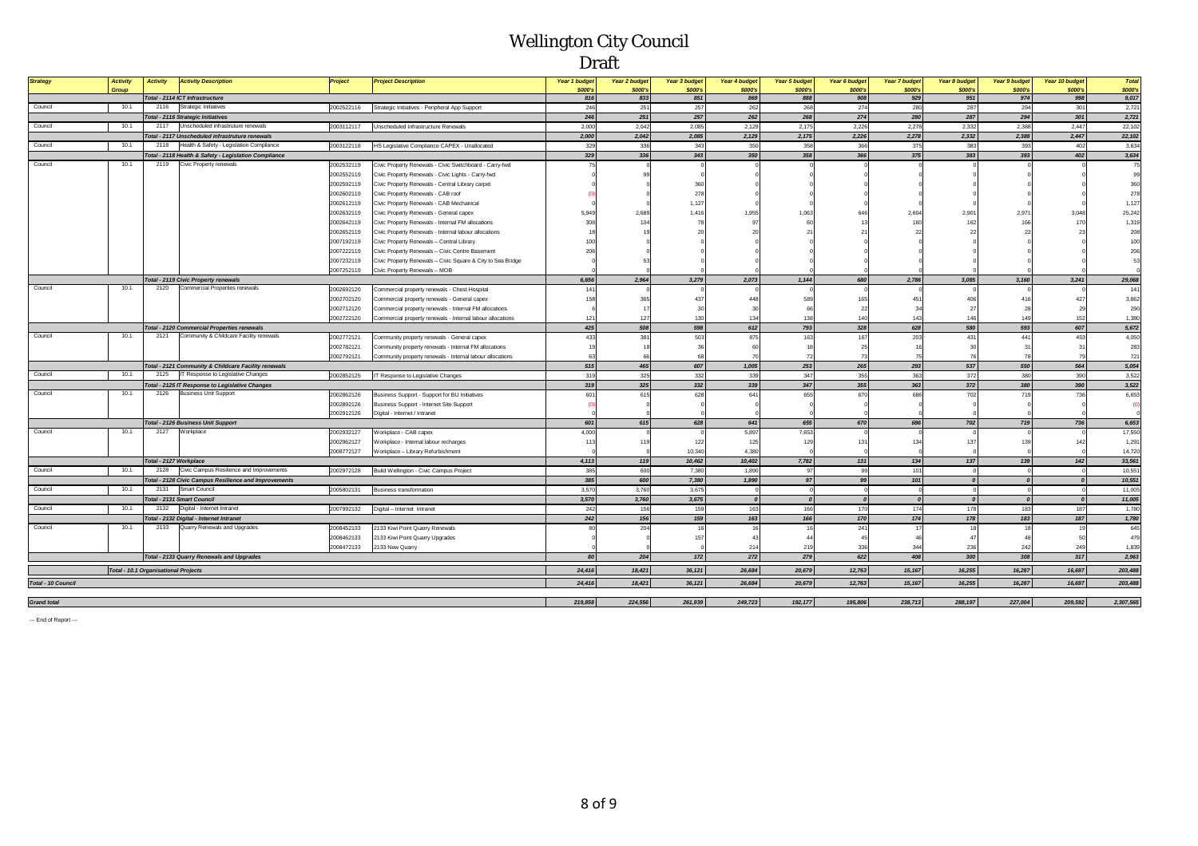# Wellington City Council

## Draft

| Strategy | Activity Group | Activity | Activity Description | Project | Project Description | Year 1 budget $000's | Year 2 budget $000's | Year 3 budget $000's | Year 4 budget $000's | Year 5 budget $000's | Year 6 budget $000's | Year 7 budget $000's | Year 8 budget $000's | Year 9 budget $000's | Year 10 budget $000's | Total $000's |
|---|---|---|---|---|---|---|---|---|---|---|---|---|---|---|---|---|
| | | *Total - 2114 ICT Infrastructure* | | | | *816* | *833* | *851* | *869* | *888* | *908* | *929* | *951* | *974* | *998* | *9,017* |
| Council | 10.1 | 2116 | Strategic Initiatives | 2002522116 | Strategic Initiatives - Peripheral App Support | 246 | 251 | 257 | 262 | 268 | 274 | 280 | 287 | 294 | 301 | 2,721 |
| | | *Total - 2116 Strategic Initiatives* | | | | *246* | *251* | *257* | *262* | *268* | *274* | *280* | *287* | *294* | *301* | *2,721* |
| Council | 10.1 | 2117 | Unscheduled infrastruture renewals | 2003112117 | Unscheduled Infrastructure Renewals | 2,000 | 2,042 | 2,085 | 2,129 | 2,175 | 2,226 | 2,278 | 2,332 | 2,388 | 2,447 | 22,102 |
| | | *Total - 2117 Unscheduled infrastructure renewals* | | | | *2,000* | *2,042* | *2,085* | *2,129* | *2,175* | *2,226* | *2,278* | *2,332* | *2,388* | *2,447* | *22,102* |
| Council | 10.1 | 2118 | Health & Safety - Legislation Compliance | 2003122118 | HS Legislative Compliance CAPEX - Unallocated | 329 | 336 | 343 | 350 | 358 | 366 | 375 | 383 | 393 | 402 | 3,634 |
| | | *Total - 2118 Health & Safety - Legislation Compliance* | | | | *329* | *336* | *343* | *350* | *358* | *366* | *375* | *383* | *393* | *402* | *3,634* |
| Council | 10.1 | 2119 | Civic Property renewals | 2002532119 | Civic Property Renewals - Civic Switchboard - Carry-fwd | 75 | 0 | 0 | 0 | 0 | 0 | 0 | 0 | 0 | 0 | 75 |
| | | | | 2002552119 | Civic Property Renewals - Civic Lights - Carry-fwd | 0 | 99 | 0 | 0 | 0 | 0 | 0 | 0 | 0 | 0 | 99 |
| | | | | 2002592119 | Civic Property Renewals - Central Library carpet | 0 | 0 | 360 | 0 | 0 | 0 | 0 | 0 | 0 | 0 | 360 |
| | | | | 2002602119 | Civic Property Renewals - CAB roof | (0) | 0 | 278 | 0 | 0 | 0 | 0 | 0 | 0 | 0 | 278 |
| | | | | 2002612119 | Civic Property Renewals - CAB Mechanical | 0 | 0 | 1,127 | 0 | 0 | 0 | 0 | 0 | 0 | 0 | 1,127 |
| | | | | 2002632119 | Civic Property Renewals - General capex | 5,949 | 2,689 | 1,416 | 1,955 | 1,063 | 646 | 2,604 | 2,901 | 2,971 | 3,048 | 25,242 |
| | | | | 2002642119 | Civic Property Renewals - Internal FM allocations | 308 | 104 | 78 | 97 | 60 | 13 | 160 | 162 | 166 | 170 | 1,319 |
| | | | | 2002652119 | Civic Property Renewals - Internal labour allocations | 18 | 19 | 20 | 20 | 21 | 21 | 22 | 22 | 22 | 23 | 208 |
| | | | | 2007192119 | Civic Property Renewals – Central Library | 100 | 0 | 0 | 0 | 0 | 0 | 0 | 0 | 0 | 0 | 100 |
| | | | | 2007222119 | Civic Property Renewals – Civic Centre Basement | 206 | 0 | 0 | 0 | 0 | 0 | 0 | 0 | 0 | 0 | 206 |
| | | | | 2007232119 | Civic Property Renewals – Civic Square & City to Sea Bridge | 0 | 53 | 0 | 0 | 0 | 0 | 0 | 0 | 0 | 0 | 53 |
| | | | | 2007252119 | Civic Property Renewals – MOB | 0 | 0 | 0 | 0 | 0 | 0 | 0 | 0 | 0 | 0 | 0 |
| | | *Total - 2119 Civic Property renewals* | | | | *6,656* | *2,964* | *3,279* | *2,073* | *1,144* | *680* | *2,786* | *3,085* | *3,160* | *3,241* | *29,068* |
| Council | 10.1 | 2120 | Commercial Properties renewals | 2002692120 | Commercial property renewals - Chest Hospital | 141 | 0 | 0 | 0 | 0 | 0 | 0 | 0 | 0 | 0 | 141 |
| | | | | 2002702120 | Commercial property renewals - General capex | 158 | 365 | 437 | 448 | 589 | 165 | 451 | 406 | 416 | 427 | 3,862 |
| | | | | 2002712120 | Commercial property renewals - Internal FM allocations | 6 | 17 | 30 | 30 | 66 | 22 | 34 | 27 | 28 | 29 | 290 |
| | | | | 2002722120 | Commercial property renewals - Internal labour allocations | 121 | 127 | 130 | 134 | 138 | 140 | 143 | 146 | 149 | 152 | 1,380 |
| | | *Total - 2120 Commercial Properties renewals* | | | | *425* | *508* | *598* | *612* | *793* | *328* | *628* | *580* | *593* | *607* | *5,672* |
| Council | 10.1 | 2121 | Community & Childcare Facility renewals | 2002772121 | Community property renewals - General capex | 433 | 381 | 503 | 875 | 163 | 167 | 203 | 431 | 441 | 453 | 4,050 |
| | | | | 2002782121 | Community property renewals - Internal FM allocations | 19 | 18 | 36 | 60 | 18 | 25 | 16 | 30 | 31 | 31 | 283 |
| | | | | 2002792121 | Community property renewals - Internal labour allocations | 63 | 66 | 68 | 70 | 72 | 73 | 75 | 76 | 78 | 79 | 721 |
| | | *Total - 2121 Community & Childcare Facility renewals* | | | | *515* | *465* | *607* | *1,005* | *253* | *265* | *293* | *537* | *550* | *564* | *5,054* |
| Council | 10.1 | 2125 | IT Response to Legislative Changes | 2002852125 | IT Response to Legislative Changes | 319 | 325 | 332 | 339 | 347 | 355 | 363 | 372 | 380 | 390 | 3,522 |
| | | *Total - 2125 IT Response to Legislative Changes* | | | | *319* | *325* | *332* | *339* | *347* | *355* | *363* | *372* | *380* | *390* | *3,522* |
| Council | 10.1 | 2126 | Business Unit Support | 2002862126 | Business Support - Support for BU Initiatives | 601 | 615 | 628 | 641 | 655 | 670 | 686 | 702 | 719 | 736 | 6,653 |
| | | | | 2002892126 | Business Support - Internet Site Support | (0) | 0 | 0 | 0 | 0 | 0 | 0 | 0 | 0 | 0 | (0) |
| | | | | 2002912126 | Digital - Internet / Intranet | 0 | 0 | 0 | 0 | 0 | 0 | 0 | 0 | 0 | 0 | 0 |
| | | *Total - 2126 Business Unit Support* | | | | *601* | *615* | *628* | *641* | *655* | *670* | *686* | *702* | *719* | *736* | *6,653* |
| Council | 10.1 | 2127 | Workplace | 2002932127 | Workplace - CAB capex | 4,000 | 0 | 0 | 5,897 | 7,653 | 0 | 0 | 0 | 0 | 0 | 17,550 |
| | | | | 2002962127 | Workplace - Internal labour recharges | 113 | 119 | 122 | 125 | 129 | 131 | 134 | 137 | 139 | 142 | 1,291 |
| | | | | 2008772127 | Workplace – Library Refurbishment | 0 | 0 | 10,340 | 4,380 | 0 | 0 | 0 | 0 | 0 | 0 | 14,720 |
| | | *Total - 2127 Workplace* | | | | *4,113* | *119* | *10,462* | *10,402* | *7,782* | *131* | *134* | *137* | *139* | *142* | *33,561* |
| Council | 10.1 | 2128 | Civic Campus Resilience and Improvements | 2002972128 | Build Wellington - Civic Campus Project | 385 | 600 | 7,380 | 1,890 | 97 | 99 | 101 | 0 | 0 | 0 | 10,551 |
| | | *Total - 2128 Civic Campus Resilience and Improvements* | | | | *385* | *600* | *7,380* | *1,890* | *97* | *99* | *101* | *0* | *0* | *0* | *10,551* |
| Council | 10.1 | 2131 | Smart Council | 2005802131 | Business transformation | 3,570 | 3,760 | 3,675 | 0 | 0 | 0 | 0 | 0 | 0 | 0 | 11,005 |
| | | *Total - 2131 Smart Council* | | | | *3,570* | *3,760* | *3,675* | *0* | *0* | *0* | *0* | *0* | *0* | *0* | *11,005* |
| Council | 10.1 | 2132 | Digital - Internet Intranet | 2007992132 | Digital – Internet Intranet | 242 | 156 | 159 | 163 | 166 | 170 | 174 | 178 | 183 | 187 | 1,780 |
| | | *Total - 2132 Digital - Internet Intranet* | | | | *242* | *156* | *159* | *163* | *166* | *170* | *174* | *178* | *183* | *187* | *1,780* |
| Council | 10.1 | 2133 | Quarry Renewals and Upgrades | 2008452133 | 2133 Kiwi Point Quarry Renewals | 80 | 204 | 16 | 16 | 16 | 241 | 17 | 18 | 18 | 19 | 645 |
| | | | | 2008462133 | 2133 Kiwi Point Quarry Upgrades | 0 | 0 | 157 | 43 | 44 | 45 | 46 | 47 | 48 | 50 | 479 |
| | | | | 2008472133 | 2133 New Quarry | 0 | 0 | 0 | 214 | 219 | 336 | 344 | 236 | 242 | 249 | 1,839 |
| | | *Total - 2133 Quarry Renewals and Upgrades* | | | | *80* | *204* | *172* | *272* | *279* | *622* | *408* | *300* | *308* | *317* | *2,963* |
| | *Total - 10.1 Organisational Projects* | | | | | *24,416* | *18,421* | *36,121* | *26,684* | *20,679* | *12,763* | *15,167* | *16,255* | *16,287* | *16,697* | *203,488* |
| *Total - 10 Council* | | | | | | *24,416* | *18,421* | *36,121* | *26,684* | *20,679* | *12,763* | *15,167* | *16,255* | *16,287* | *16,697* | *203,488* |
| *Grand total* | | | | | | *219,858* | *224,556* | *261,939* | *249,723* | *192,177* | *195,806* | *238,713* | *288,197* | *227,004* | *209,592* | *2,307,565* |

--- End of Report ---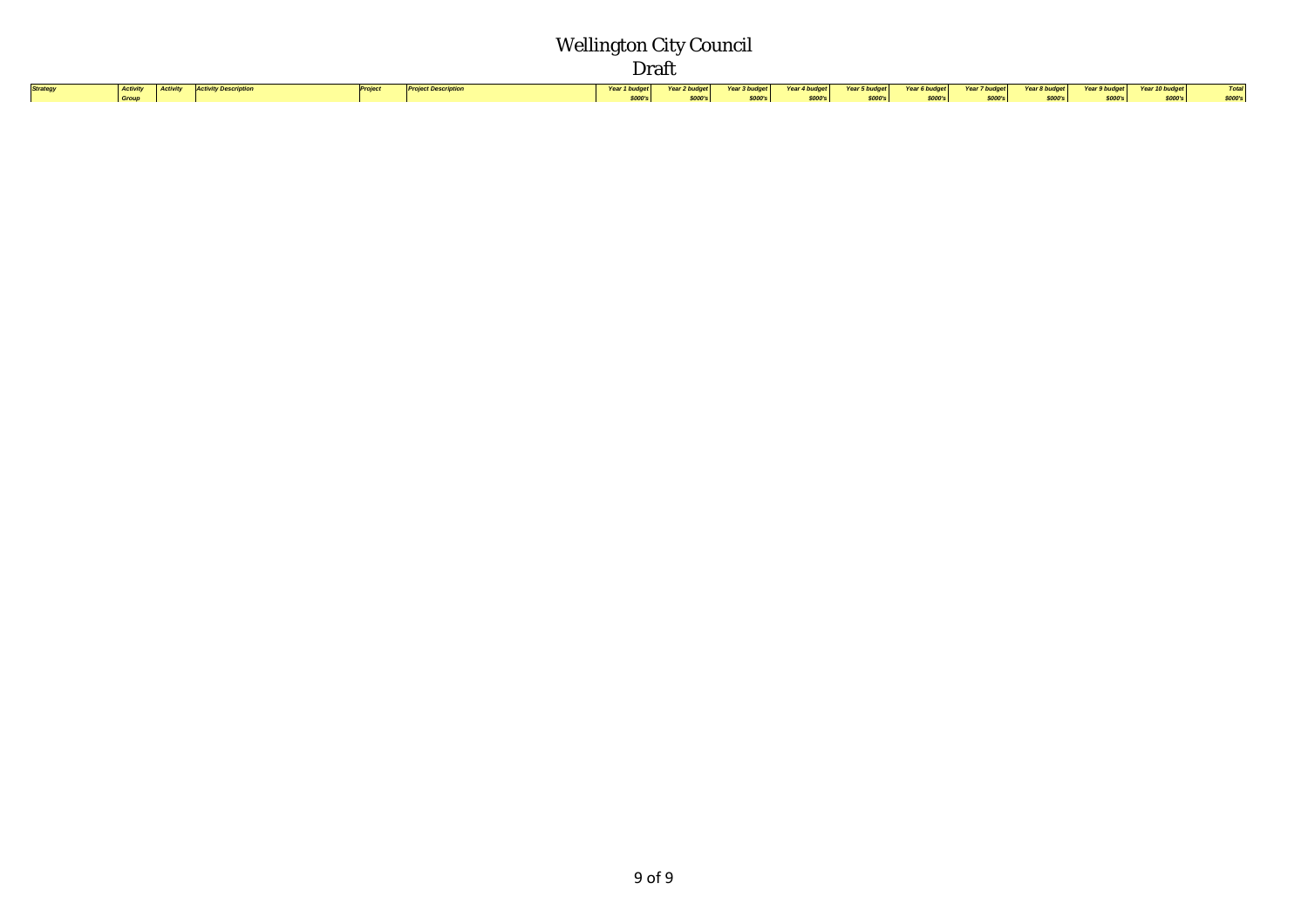# Wellington City Council

## Draft

| Strategy | Activity Group | Activity | Activity Description | Project | Project Description | Year 1 budget $000's | Year 2 budget $000's | Year 3 budget $000's | Year 4 budget $000's | Year 5 budget $000's | Year 6 budget $000's | Year 7 budget $000's | Year 8 budget $000's | Year 9 budget $000's | Year 10 budget $000's | Total $000's |
|---|---|---|---|---|---|---|---|---|---|---|---|---|---|---|---|---|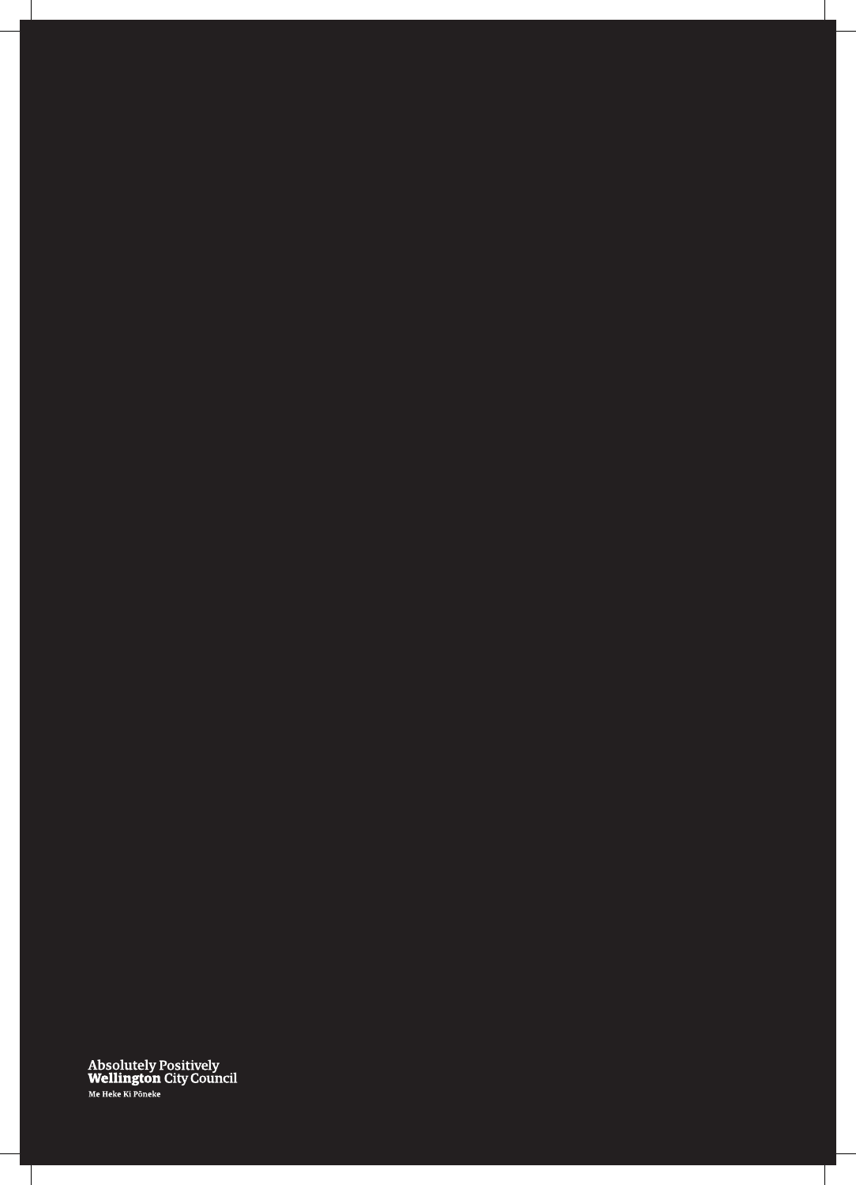Absolutely Positively
**Wellington** City Council

Me Heke Ki Pōneke